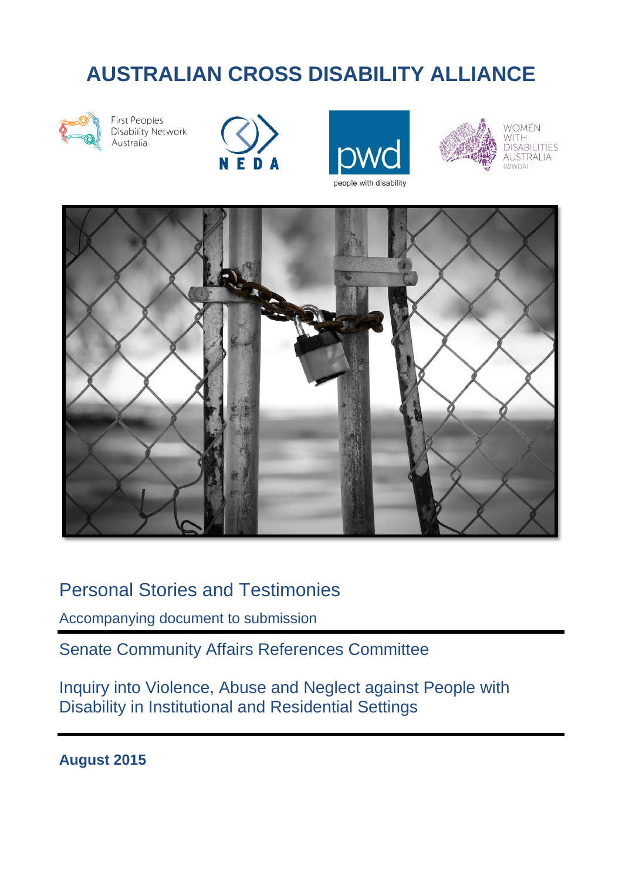# AUSTRALIAN CROSS DISABILITY ALLIANCE

First Peoples Disability Network Australia

NEDA

pwd people with disability

WOMEN WITH DISABILITIES AUSTRALIA (WWDA)

## Personal Stories and Testimonies

Accompanying document to submission

Senate Community Affairs References Committee

Inquiry into Violence, Abuse and Neglect against People with Disability in Institutional and Residential Settings

**August 2015**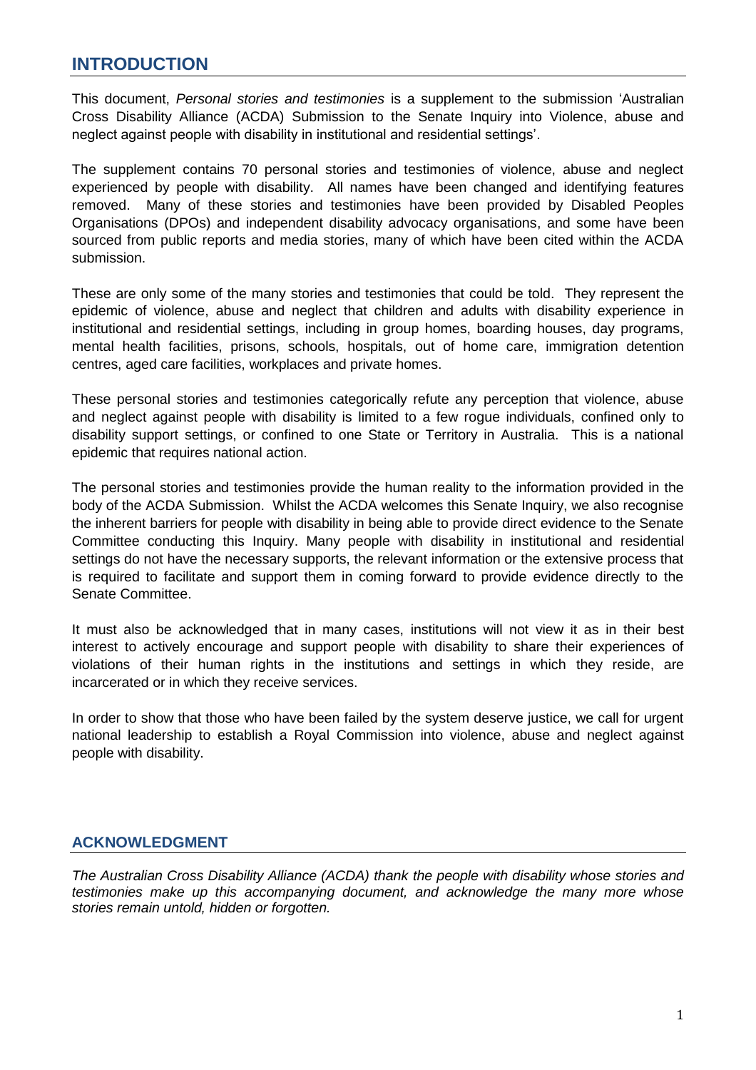## INTRODUCTION

This document, *Personal stories and testimonies* is a supplement to the submission 'Australian Cross Disability Alliance (ACDA) Submission to the Senate Inquiry into Violence, abuse and neglect against people with disability in institutional and residential settings'.

The supplement contains 70 personal stories and testimonies of violence, abuse and neglect experienced by people with disability. All names have been changed and identifying features removed. Many of these stories and testimonies have been provided by Disabled Peoples Organisations (DPOs) and independent disability advocacy organisations, and some have been sourced from public reports and media stories, many of which have been cited within the ACDA submission.

These are only some of the many stories and testimonies that could be told. They represent the epidemic of violence, abuse and neglect that children and adults with disability experience in institutional and residential settings, including in group homes, boarding houses, day programs, mental health facilities, prisons, schools, hospitals, out of home care, immigration detention centres, aged care facilities, workplaces and private homes.

These personal stories and testimonies categorically refute any perception that violence, abuse and neglect against people with disability is limited to a few rogue individuals, confined only to disability support settings, or confined to one State or Territory in Australia. This is a national epidemic that requires national action.

The personal stories and testimonies provide the human reality to the information provided in the body of the ACDA Submission. Whilst the ACDA welcomes this Senate Inquiry, we also recognise the inherent barriers for people with disability in being able to provide direct evidence to the Senate Committee conducting this Inquiry. Many people with disability in institutional and residential settings do not have the necessary supports, the relevant information or the extensive process that is required to facilitate and support them in coming forward to provide evidence directly to the Senate Committee.

It must also be acknowledged that in many cases, institutions will not view it as in their best interest to actively encourage and support people with disability to share their experiences of violations of their human rights in the institutions and settings in which they reside, are incarcerated or in which they receive services.

In order to show that those who have been failed by the system deserve justice, we call for urgent national leadership to establish a Royal Commission into violence, abuse and neglect against people with disability.

## ACKNOWLEDGMENT

*The Australian Cross Disability Alliance (ACDA) thank the people with disability whose stories and testimonies make up this accompanying document, and acknowledge the many more whose stories remain untold, hidden or forgotten.*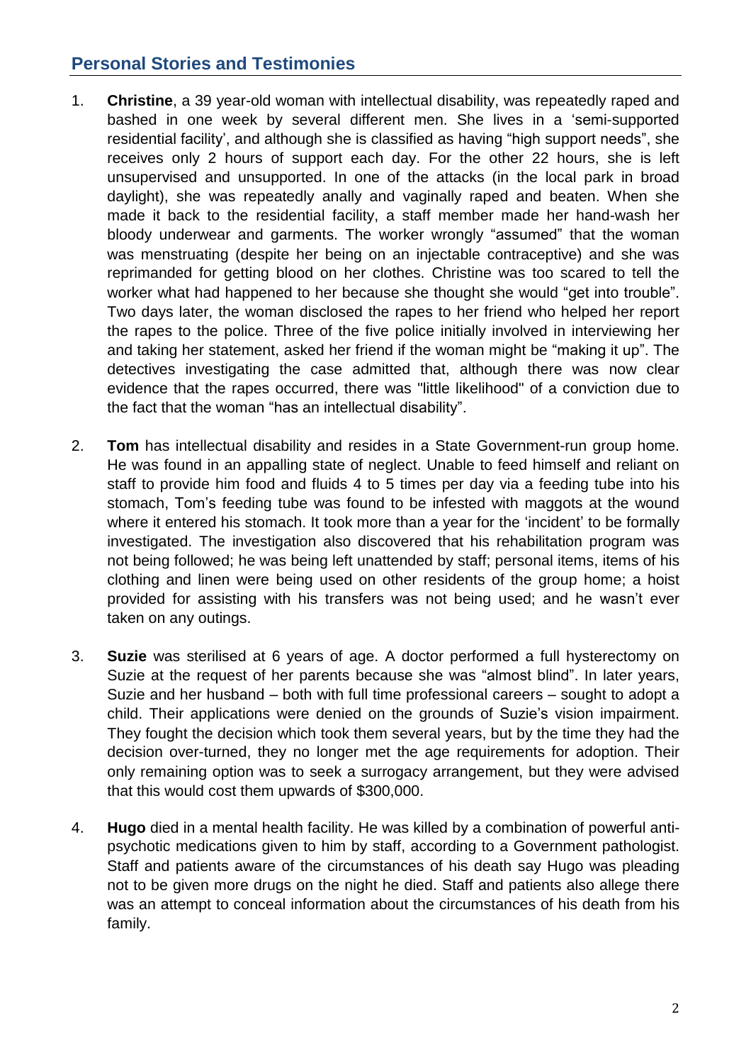## Personal Stories and Testimonies

1. **Christine**, a 39 year-old woman with intellectual disability, was repeatedly raped and bashed in one week by several different men. She lives in a 'semi-supported residential facility', and although she is classified as having "high support needs", she receives only 2 hours of support each day. For the other 22 hours, she is left unsupervised and unsupported. In one of the attacks (in the local park in broad daylight), she was repeatedly anally and vaginally raped and beaten. When she made it back to the residential facility, a staff member made her hand-wash her bloody underwear and garments. The worker wrongly "assumed" that the woman was menstruating (despite her being on an injectable contraceptive) and she was reprimanded for getting blood on her clothes. Christine was too scared to tell the worker what had happened to her because she thought she would "get into trouble". Two days later, the woman disclosed the rapes to her friend who helped her report the rapes to the police. Three of the five police initially involved in interviewing her and taking her statement, asked her friend if the woman might be "making it up". The detectives investigating the case admitted that, although there was now clear evidence that the rapes occurred, there was "little likelihood" of a conviction due to the fact that the woman "has an intellectual disability".

2. **Tom** has intellectual disability and resides in a State Government-run group home. He was found in an appalling state of neglect. Unable to feed himself and reliant on staff to provide him food and fluids 4 to 5 times per day via a feeding tube into his stomach, Tom's feeding tube was found to be infested with maggots at the wound where it entered his stomach. It took more than a year for the 'incident' to be formally investigated. The investigation also discovered that his rehabilitation program was not being followed; he was being left unattended by staff; personal items, items of his clothing and linen were being used on other residents of the group home; a hoist provided for assisting with his transfers was not being used; and he wasn't ever taken on any outings.

3. **Suzie** was sterilised at 6 years of age. A doctor performed a full hysterectomy on Suzie at the request of her parents because she was "almost blind". In later years, Suzie and her husband – both with full time professional careers – sought to adopt a child. Their applications were denied on the grounds of Suzie's vision impairment. They fought the decision which took them several years, but by the time they had the decision over-turned, they no longer met the age requirements for adoption. Their only remaining option was to seek a surrogacy arrangement, but they were advised that this would cost them upwards of $300,000.

4. **Hugo** died in a mental health facility. He was killed by a combination of powerful anti-psychotic medications given to him by staff, according to a Government pathologist. Staff and patients aware of the circumstances of his death say Hugo was pleading not to be given more drugs on the night he died. Staff and patients also allege there was an attempt to conceal information about the circumstances of his death from his family.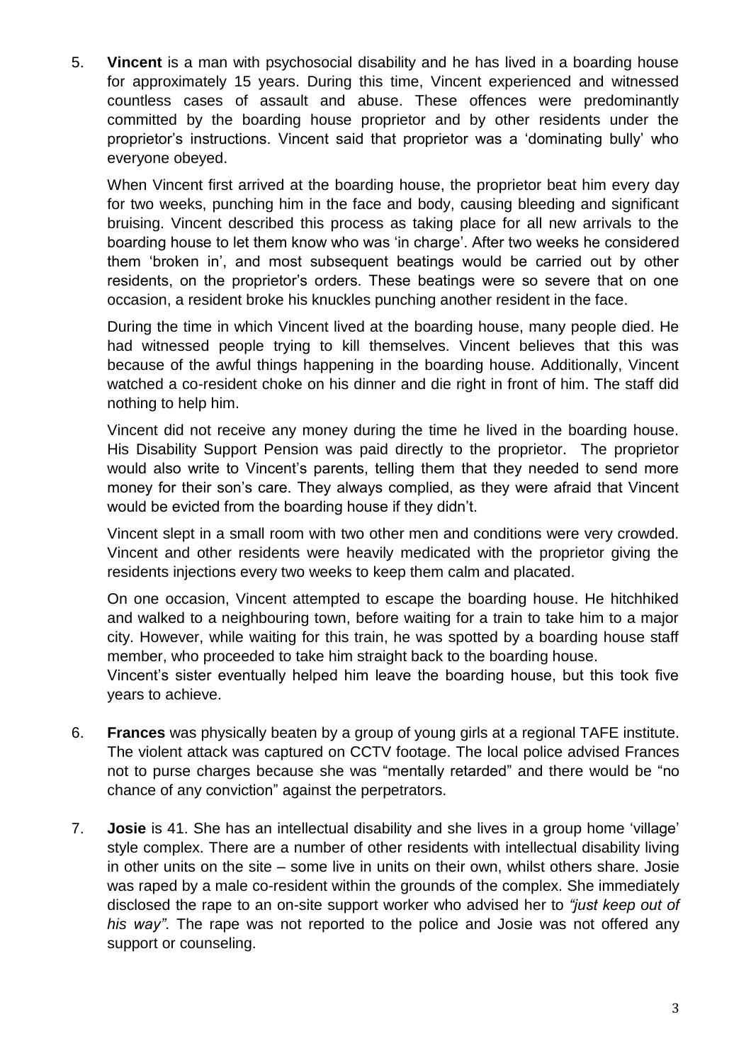5. **Vincent** is a man with psychosocial disability and he has lived in a boarding house for approximately 15 years. During this time, Vincent experienced and witnessed countless cases of assault and abuse. These offences were predominantly committed by the boarding house proprietor and by other residents under the proprietor's instructions. Vincent said that proprietor was a 'dominating bully' who everyone obeyed.

   When Vincent first arrived at the boarding house, the proprietor beat him every day for two weeks, punching him in the face and body, causing bleeding and significant bruising. Vincent described this process as taking place for all new arrivals to the boarding house to let them know who was 'in charge'. After two weeks he considered them 'broken in', and most subsequent beatings would be carried out by other residents, on the proprietor's orders. These beatings were so severe that on one occasion, a resident broke his knuckles punching another resident in the face.

   During the time in which Vincent lived at the boarding house, many people died. He had witnessed people trying to kill themselves. Vincent believes that this was because of the awful things happening in the boarding house. Additionally, Vincent watched a co-resident choke on his dinner and die right in front of him. The staff did nothing to help him.

   Vincent did not receive any money during the time he lived in the boarding house. His Disability Support Pension was paid directly to the proprietor. The proprietor would also write to Vincent's parents, telling them that they needed to send more money for their son's care. They always complied, as they were afraid that Vincent would be evicted from the boarding house if they didn't.

   Vincent slept in a small room with two other men and conditions were very crowded. Vincent and other residents were heavily medicated with the proprietor giving the residents injections every two weeks to keep them calm and placated.

   On one occasion, Vincent attempted to escape the boarding house. He hitchhiked and walked to a neighbouring town, before waiting for a train to take him to a major city. However, while waiting for this train, he was spotted by a boarding house staff member, who proceeded to take him straight back to the boarding house.
   Vincent's sister eventually helped him leave the boarding house, but this took five years to achieve.

6. **Frances** was physically beaten by a group of young girls at a regional TAFE institute. The violent attack was captured on CCTV footage. The local police advised Frances not to purse charges because she was "mentally retarded" and there would be "no chance of any conviction" against the perpetrators.

7. **Josie** is 41. She has an intellectual disability and she lives in a group home 'village' style complex. There are a number of other residents with intellectual disability living in other units on the site – some live in units on their own, whilst others share. Josie was raped by a male co-resident within the grounds of the complex. She immediately disclosed the rape to an on-site support worker who advised her to *"just keep out of his way"*. The rape was not reported to the police and Josie was not offered any support or counseling.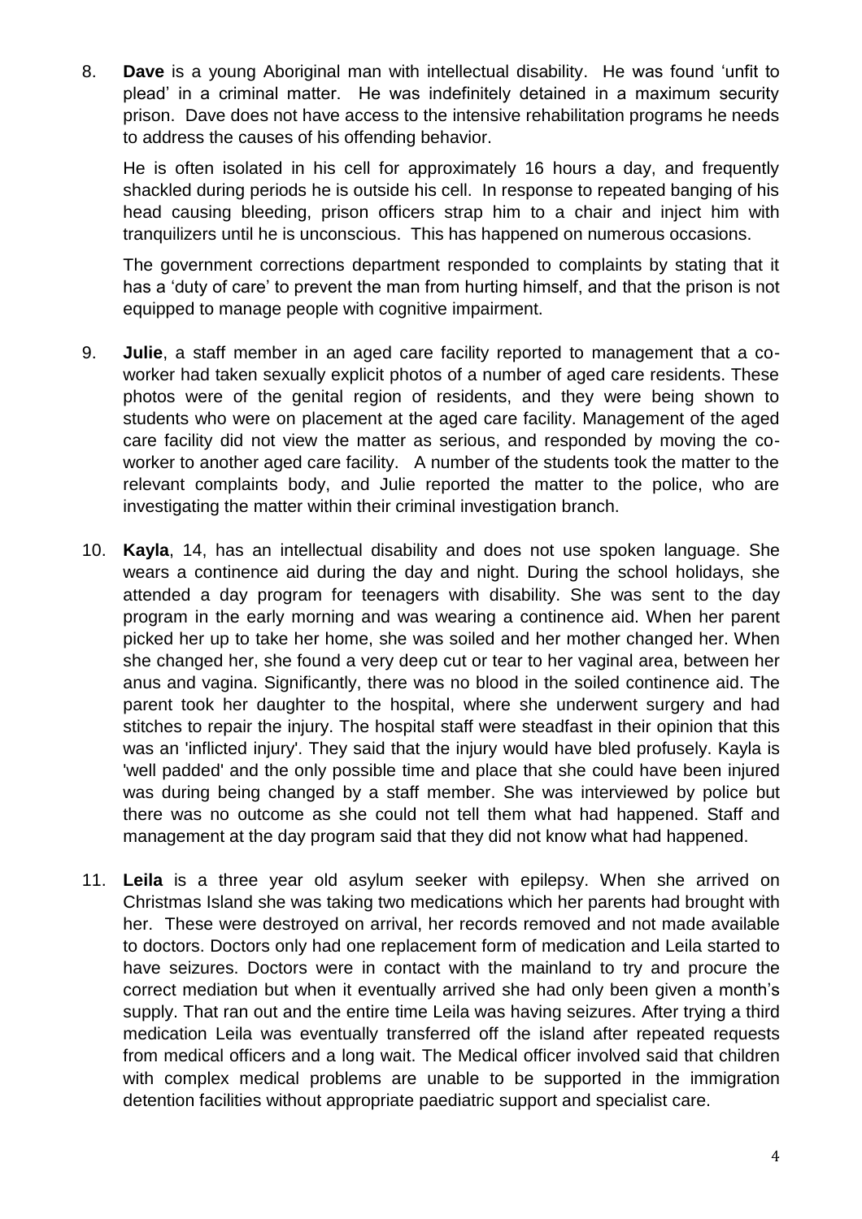8. **Dave** is a young Aboriginal man with intellectual disability. He was found 'unfit to plead' in a criminal matter. He was indefinitely detained in a maximum security prison. Dave does not have access to the intensive rehabilitation programs he needs to address the causes of his offending behavior.

   He is often isolated in his cell for approximately 16 hours a day, and frequently shackled during periods he is outside his cell. In response to repeated banging of his head causing bleeding, prison officers strap him to a chair and inject him with tranquilizers until he is unconscious. This has happened on numerous occasions.

   The government corrections department responded to complaints by stating that it has a 'duty of care' to prevent the man from hurting himself, and that the prison is not equipped to manage people with cognitive impairment.

9. **Julie**, a staff member in an aged care facility reported to management that a co-worker had taken sexually explicit photos of a number of aged care residents. These photos were of the genital region of residents, and they were being shown to students who were on placement at the aged care facility. Management of the aged care facility did not view the matter as serious, and responded by moving the co-worker to another aged care facility. A number of the students took the matter to the relevant complaints body, and Julie reported the matter to the police, who are investigating the matter within their criminal investigation branch.

10. **Kayla**, 14, has an intellectual disability and does not use spoken language. She wears a continence aid during the day and night. During the school holidays, she attended a day program for teenagers with disability. She was sent to the day program in the early morning and was wearing a continence aid. When her parent picked her up to take her home, she was soiled and her mother changed her. When she changed her, she found a very deep cut or tear to her vaginal area, between her anus and vagina. Significantly, there was no blood in the soiled continence aid. The parent took her daughter to the hospital, where she underwent surgery and had stitches to repair the injury. The hospital staff were steadfast in their opinion that this was an 'inflicted injury'. They said that the injury would have bled profusely. Kayla is 'well padded' and the only possible time and place that she could have been injured was during being changed by a staff member. She was interviewed by police but there was no outcome as she could not tell them what had happened. Staff and management at the day program said that they did not know what had happened.

11. **Leila** is a three year old asylum seeker with epilepsy. When she arrived on Christmas Island she was taking two medications which her parents had brought with her. These were destroyed on arrival, her records removed and not made available to doctors. Doctors only had one replacement form of medication and Leila started to have seizures. Doctors were in contact with the mainland to try and procure the correct mediation but when it eventually arrived she had only been given a month's supply. That ran out and the entire time Leila was having seizures. After trying a third medication Leila was eventually transferred off the island after repeated requests from medical officers and a long wait. The Medical officer involved said that children with complex medical problems are unable to be supported in the immigration detention facilities without appropriate paediatric support and specialist care.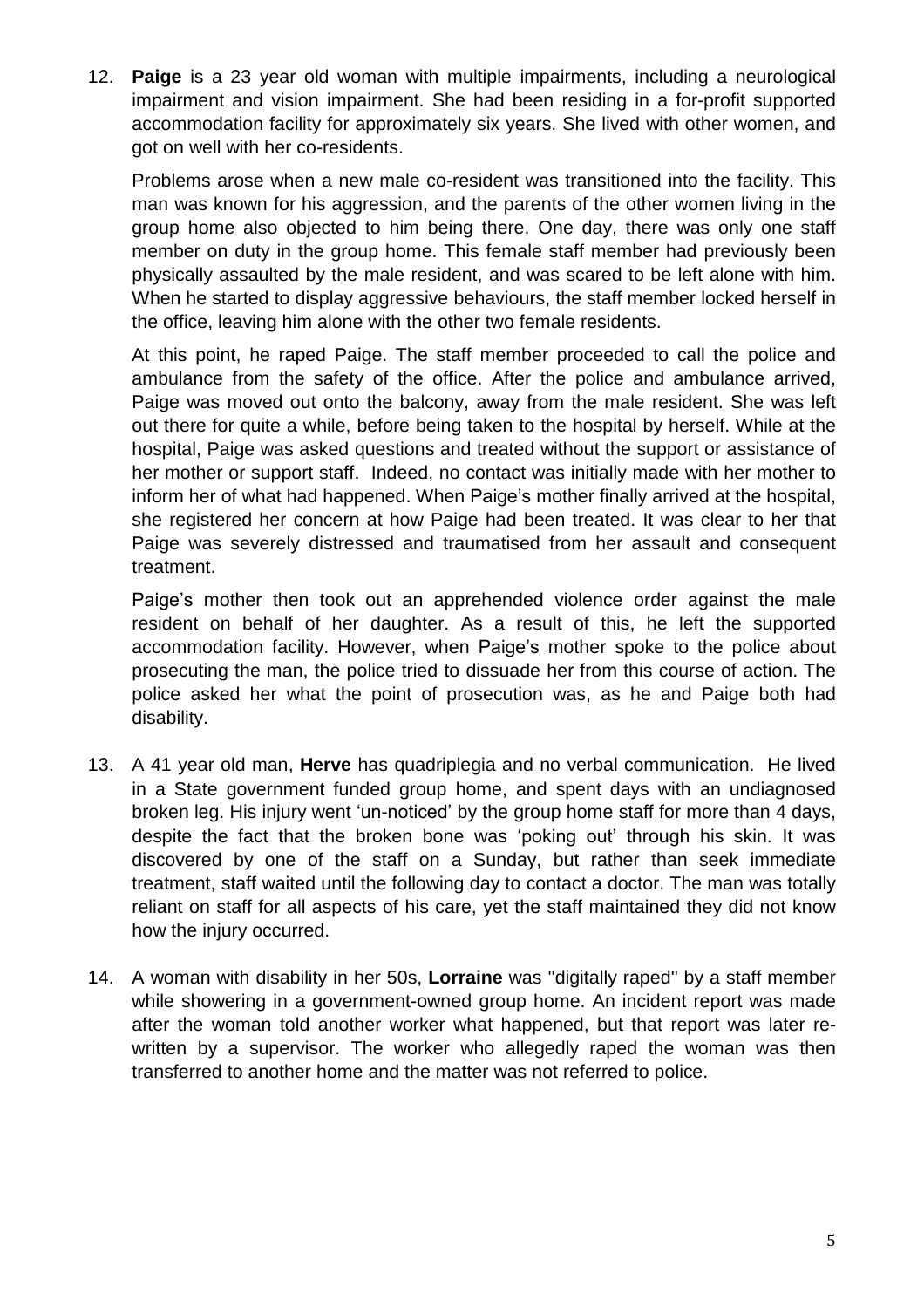12. **Paige** is a 23 year old woman with multiple impairments, including a neurological impairment and vision impairment. She had been residing in a for-profit supported accommodation facility for approximately six years. She lived with other women, and got on well with her co-residents.

    Problems arose when a new male co-resident was transitioned into the facility. This man was known for his aggression, and the parents of the other women living in the group home also objected to him being there. One day, there was only one staff member on duty in the group home. This female staff member had previously been physically assaulted by the male resident, and was scared to be left alone with him. When he started to display aggressive behaviours, the staff member locked herself in the office, leaving him alone with the other two female residents.

    At this point, he raped Paige. The staff member proceeded to call the police and ambulance from the safety of the office. After the police and ambulance arrived, Paige was moved out onto the balcony, away from the male resident. She was left out there for quite a while, before being taken to the hospital by herself. While at the hospital, Paige was asked questions and treated without the support or assistance of her mother or support staff. Indeed, no contact was initially made with her mother to inform her of what had happened. When Paige's mother finally arrived at the hospital, she registered her concern at how Paige had been treated. It was clear to her that Paige was severely distressed and traumatised from her assault and consequent treatment.

    Paige's mother then took out an apprehended violence order against the male resident on behalf of her daughter. As a result of this, he left the supported accommodation facility. However, when Paige's mother spoke to the police about prosecuting the man, the police tried to dissuade her from this course of action. The police asked her what the point of prosecution was, as he and Paige both had disability.

13. A 41 year old man, **Herve** has quadriplegia and no verbal communication. He lived in a State government funded group home, and spent days with an undiagnosed broken leg. His injury went 'un-noticed' by the group home staff for more than 4 days, despite the fact that the broken bone was 'poking out' through his skin. It was discovered by one of the staff on a Sunday, but rather than seek immediate treatment, staff waited until the following day to contact a doctor. The man was totally reliant on staff for all aspects of his care, yet the staff maintained they did not know how the injury occurred.

14. A woman with disability in her 50s, **Lorraine** was "digitally raped" by a staff member while showering in a government-owned group home. An incident report was made after the woman told another worker what happened, but that report was later re-written by a supervisor. The worker who allegedly raped the woman was then transferred to another home and the matter was not referred to police.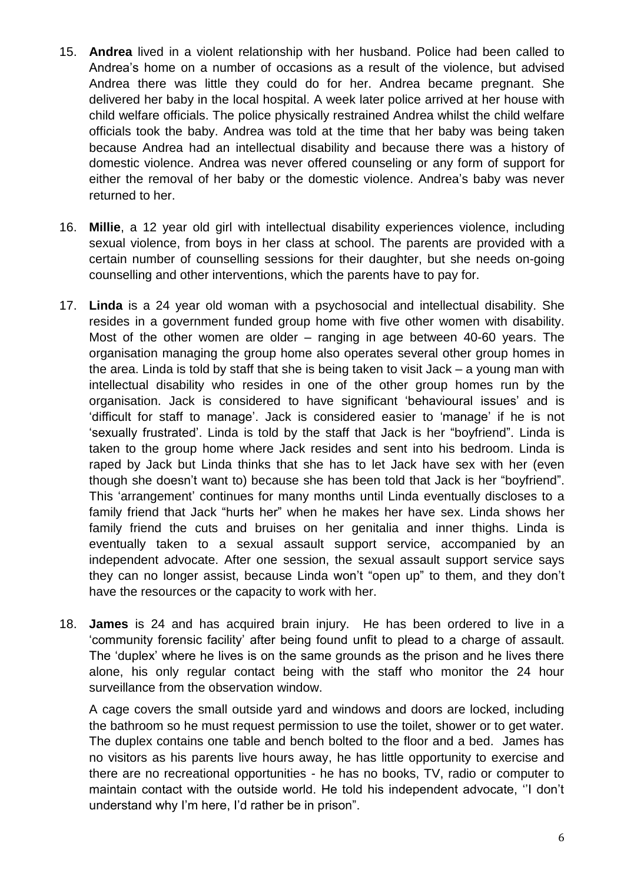15. **Andrea** lived in a violent relationship with her husband. Police had been called to Andrea's home on a number of occasions as a result of the violence, but advised Andrea there was little they could do for her. Andrea became pregnant. She delivered her baby in the local hospital. A week later police arrived at her house with child welfare officials. The police physically restrained Andrea whilst the child welfare officials took the baby. Andrea was told at the time that her baby was being taken because Andrea had an intellectual disability and because there was a history of domestic violence. Andrea was never offered counseling or any form of support for either the removal of her baby or the domestic violence. Andrea's baby was never returned to her.

16. **Millie**, a 12 year old girl with intellectual disability experiences violence, including sexual violence, from boys in her class at school. The parents are provided with a certain number of counselling sessions for their daughter, but she needs on-going counselling and other interventions, which the parents have to pay for.

17. **Linda** is a 24 year old woman with a psychosocial and intellectual disability. She resides in a government funded group home with five other women with disability. Most of the other women are older – ranging in age between 40-60 years. The organisation managing the group home also operates several other group homes in the area. Linda is told by staff that she is being taken to visit Jack – a young man with intellectual disability who resides in one of the other group homes run by the organisation. Jack is considered to have significant 'behavioural issues' and is 'difficult for staff to manage'. Jack is considered easier to 'manage' if he is not 'sexually frustrated'. Linda is told by the staff that Jack is her "boyfriend". Linda is taken to the group home where Jack resides and sent into his bedroom. Linda is raped by Jack but Linda thinks that she has to let Jack have sex with her (even though she doesn't want to) because she has been told that Jack is her "boyfriend". This 'arrangement' continues for many months until Linda eventually discloses to a family friend that Jack "hurts her" when he makes her have sex. Linda shows her family friend the cuts and bruises on her genitalia and inner thighs. Linda is eventually taken to a sexual assault support service, accompanied by an independent advocate. After one session, the sexual assault support service says they can no longer assist, because Linda won't "open up" to them, and they don't have the resources or the capacity to work with her.

18. **James** is 24 and has acquired brain injury. He has been ordered to live in a 'community forensic facility' after being found unfit to plead to a charge of assault. The 'duplex' where he lives is on the same grounds as the prison and he lives there alone, his only regular contact being with the staff who monitor the 24 hour surveillance from the observation window.

    A cage covers the small outside yard and windows and doors are locked, including the bathroom so he must request permission to use the toilet, shower or to get water. The duplex contains one table and bench bolted to the floor and a bed. James has no visitors as his parents live hours away, he has little opportunity to exercise and there are no recreational opportunities - he has no books, TV, radio or computer to maintain contact with the outside world. He told his independent advocate, ''I don't understand why I'm here, I'd rather be in prison".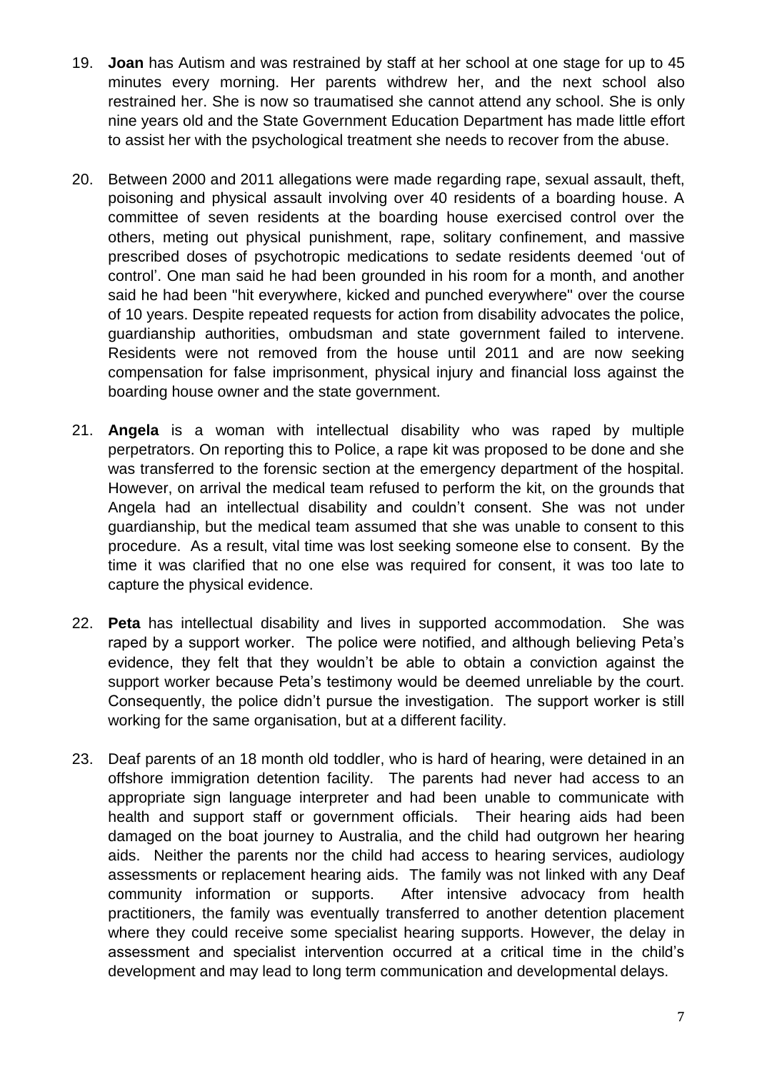19. **Joan** has Autism and was restrained by staff at her school at one stage for up to 45 minutes every morning. Her parents withdrew her, and the next school also restrained her. She is now so traumatised she cannot attend any school. She is only nine years old and the State Government Education Department has made little effort to assist her with the psychological treatment she needs to recover from the abuse.

20. Between 2000 and 2011 allegations were made regarding rape, sexual assault, theft, poisoning and physical assault involving over 40 residents of a boarding house. A committee of seven residents at the boarding house exercised control over the others, meting out physical punishment, rape, solitary confinement, and massive prescribed doses of psychotropic medications to sedate residents deemed 'out of control'. One man said he had been grounded in his room for a month, and another said he had been "hit everywhere, kicked and punched everywhere" over the course of 10 years. Despite repeated requests for action from disability advocates the police, guardianship authorities, ombudsman and state government failed to intervene. Residents were not removed from the house until 2011 and are now seeking compensation for false imprisonment, physical injury and financial loss against the boarding house owner and the state government.

21. **Angela** is a woman with intellectual disability who was raped by multiple perpetrators. On reporting this to Police, a rape kit was proposed to be done and she was transferred to the forensic section at the emergency department of the hospital. However, on arrival the medical team refused to perform the kit, on the grounds that Angela had an intellectual disability and couldn't consent. She was not under guardianship, but the medical team assumed that she was unable to consent to this procedure. As a result, vital time was lost seeking someone else to consent. By the time it was clarified that no one else was required for consent, it was too late to capture the physical evidence.

22. **Peta** has intellectual disability and lives in supported accommodation. She was raped by a support worker. The police were notified, and although believing Peta's evidence, they felt that they wouldn't be able to obtain a conviction against the support worker because Peta's testimony would be deemed unreliable by the court. Consequently, the police didn't pursue the investigation. The support worker is still working for the same organisation, but at a different facility.

23. Deaf parents of an 18 month old toddler, who is hard of hearing, were detained in an offshore immigration detention facility. The parents had never had access to an appropriate sign language interpreter and had been unable to communicate with health and support staff or government officials. Their hearing aids had been damaged on the boat journey to Australia, and the child had outgrown her hearing aids. Neither the parents nor the child had access to hearing services, audiology assessments or replacement hearing aids. The family was not linked with any Deaf community information or supports. After intensive advocacy from health practitioners, the family was eventually transferred to another detention placement where they could receive some specialist hearing supports. However, the delay in assessment and specialist intervention occurred at a critical time in the child's development and may lead to long term communication and developmental delays.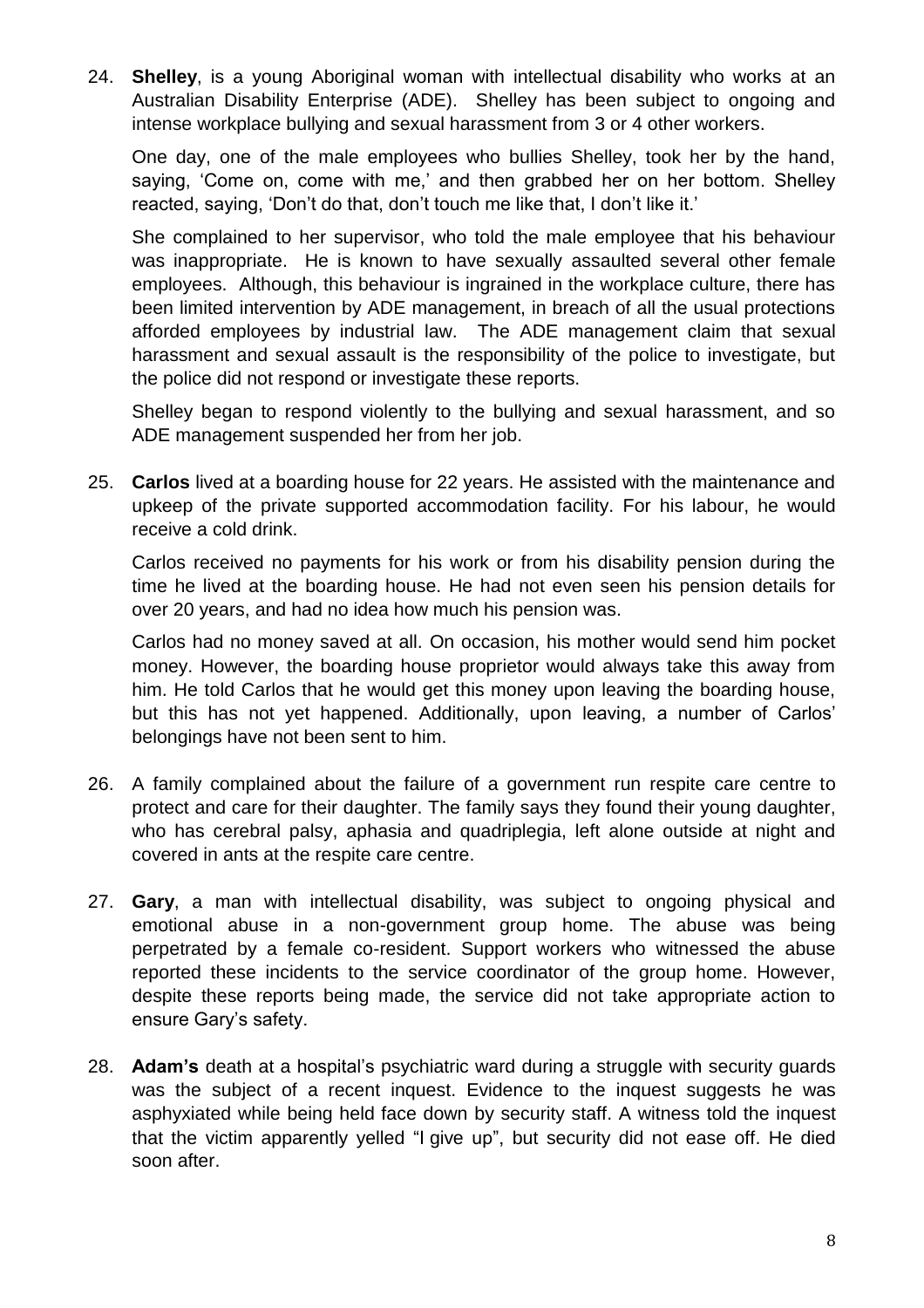24. **Shelley**, is a young Aboriginal woman with intellectual disability who works at an Australian Disability Enterprise (ADE). Shelley has been subject to ongoing and intense workplace bullying and sexual harassment from 3 or 4 other workers.

    One day, one of the male employees who bullies Shelley, took her by the hand, saying, 'Come on, come with me,' and then grabbed her on her bottom. Shelley reacted, saying, 'Don't do that, don't touch me like that, I don't like it.'

    She complained to her supervisor, who told the male employee that his behaviour was inappropriate. He is known to have sexually assaulted several other female employees. Although, this behaviour is ingrained in the workplace culture, there has been limited intervention by ADE management, in breach of all the usual protections afforded employees by industrial law. The ADE management claim that sexual harassment and sexual assault is the responsibility of the police to investigate, but the police did not respond or investigate these reports.

    Shelley began to respond violently to the bullying and sexual harassment, and so ADE management suspended her from her job.

25. **Carlos** lived at a boarding house for 22 years. He assisted with the maintenance and upkeep of the private supported accommodation facility. For his labour, he would receive a cold drink.

    Carlos received no payments for his work or from his disability pension during the time he lived at the boarding house. He had not even seen his pension details for over 20 years, and had no idea how much his pension was.

    Carlos had no money saved at all. On occasion, his mother would send him pocket money. However, the boarding house proprietor would always take this away from him. He told Carlos that he would get this money upon leaving the boarding house, but this has not yet happened. Additionally, upon leaving, a number of Carlos' belongings have not been sent to him.

26. A family complained about the failure of a government run respite care centre to protect and care for their daughter. The family says they found their young daughter, who has cerebral palsy, aphasia and quadriplegia, left alone outside at night and covered in ants at the respite care centre.

27. **Gary**, a man with intellectual disability, was subject to ongoing physical and emotional abuse in a non-government group home. The abuse was being perpetrated by a female co-resident. Support workers who witnessed the abuse reported these incidents to the service coordinator of the group home. However, despite these reports being made, the service did not take appropriate action to ensure Gary's safety.

28. **Adam's** death at a hospital's psychiatric ward during a struggle with security guards was the subject of a recent inquest. Evidence to the inquest suggests he was asphyxiated while being held face down by security staff. A witness told the inquest that the victim apparently yelled "I give up", but security did not ease off. He died soon after.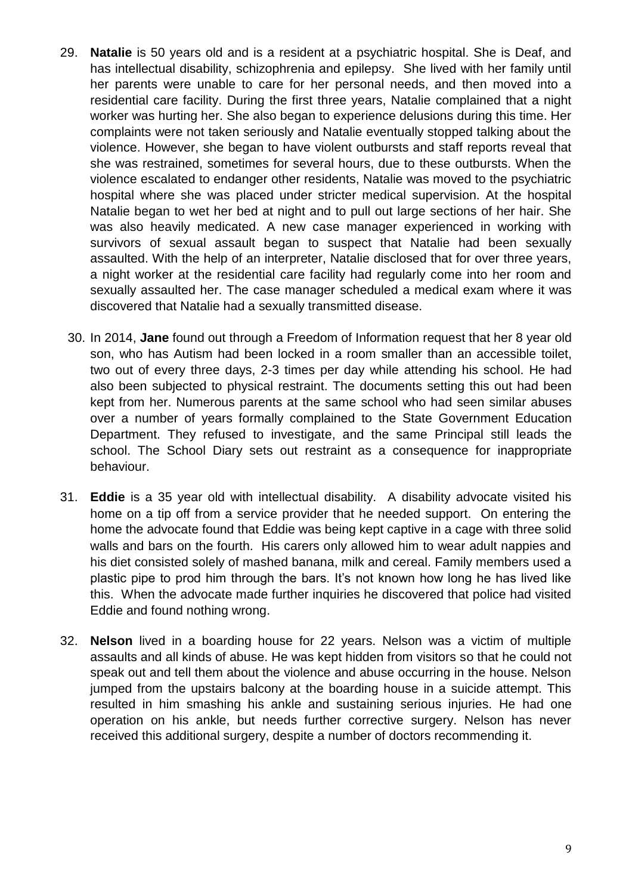29. **Natalie** is 50 years old and is a resident at a psychiatric hospital. She is Deaf, and has intellectual disability, schizophrenia and epilepsy. She lived with her family until her parents were unable to care for her personal needs, and then moved into a residential care facility. During the first three years, Natalie complained that a night worker was hurting her. She also began to experience delusions during this time. Her complaints were not taken seriously and Natalie eventually stopped talking about the violence. However, she began to have violent outbursts and staff reports reveal that she was restrained, sometimes for several hours, due to these outbursts. When the violence escalated to endanger other residents, Natalie was moved to the psychiatric hospital where she was placed under stricter medical supervision. At the hospital Natalie began to wet her bed at night and to pull out large sections of her hair. She was also heavily medicated. A new case manager experienced in working with survivors of sexual assault began to suspect that Natalie had been sexually assaulted. With the help of an interpreter, Natalie disclosed that for over three years, a night worker at the residential care facility had regularly come into her room and sexually assaulted her. The case manager scheduled a medical exam where it was discovered that Natalie had a sexually transmitted disease.

30. In 2014, **Jane** found out through a Freedom of Information request that her 8 year old son, who has Autism had been locked in a room smaller than an accessible toilet, two out of every three days, 2-3 times per day while attending his school. He had also been subjected to physical restraint. The documents setting this out had been kept from her. Numerous parents at the same school who had seen similar abuses over a number of years formally complained to the State Government Education Department. They refused to investigate, and the same Principal still leads the school. The School Diary sets out restraint as a consequence for inappropriate behaviour.

31. **Eddie** is a 35 year old with intellectual disability. A disability advocate visited his home on a tip off from a service provider that he needed support. On entering the home the advocate found that Eddie was being kept captive in a cage with three solid walls and bars on the fourth. His carers only allowed him to wear adult nappies and his diet consisted solely of mashed banana, milk and cereal. Family members used a plastic pipe to prod him through the bars. It's not known how long he has lived like this. When the advocate made further inquiries he discovered that police had visited Eddie and found nothing wrong.

32. **Nelson** lived in a boarding house for 22 years. Nelson was a victim of multiple assaults and all kinds of abuse. He was kept hidden from visitors so that he could not speak out and tell them about the violence and abuse occurring in the house. Nelson jumped from the upstairs balcony at the boarding house in a suicide attempt. This resulted in him smashing his ankle and sustaining serious injuries. He had one operation on his ankle, but needs further corrective surgery. Nelson has never received this additional surgery, despite a number of doctors recommending it.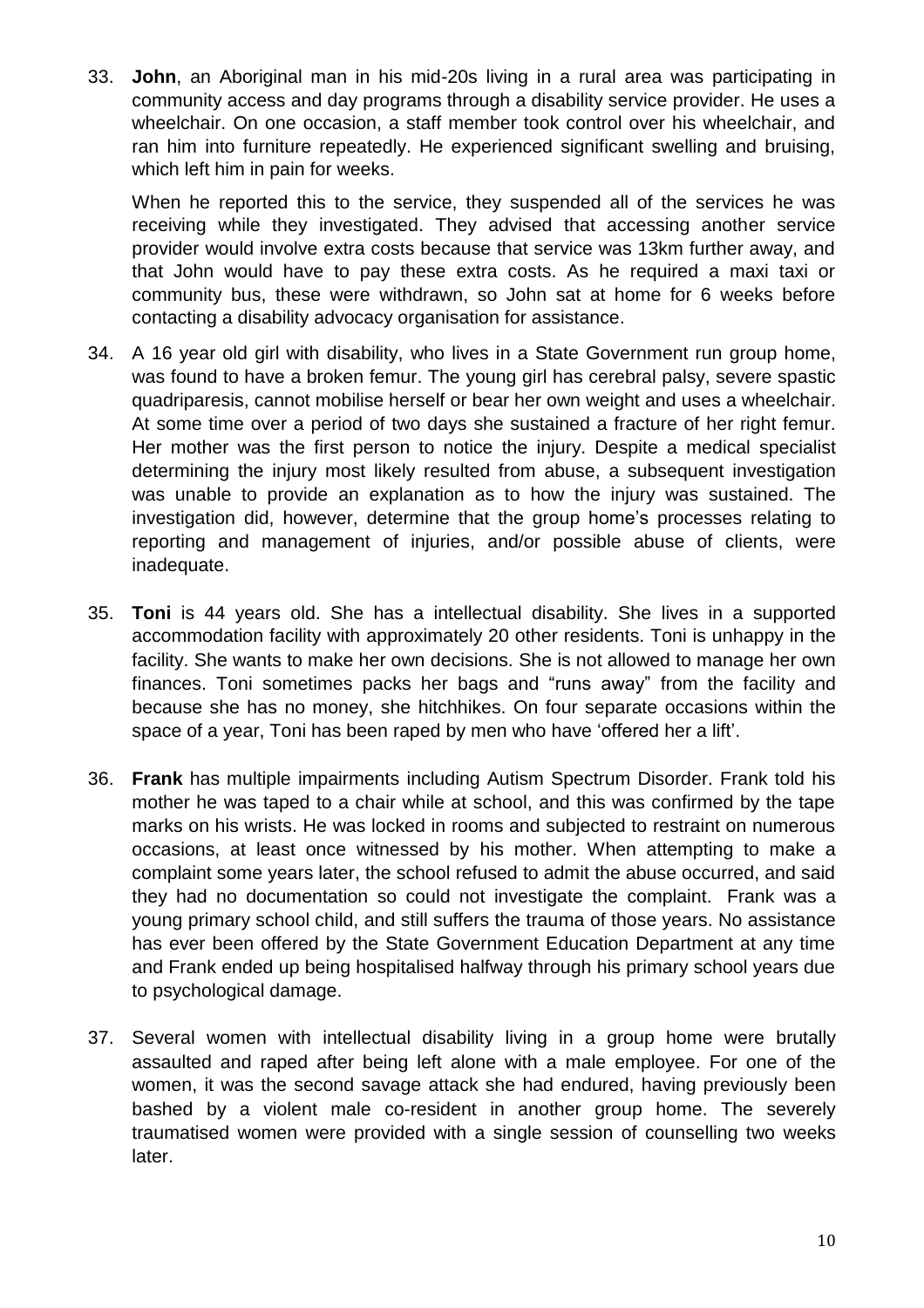33. **John**, an Aboriginal man in his mid-20s living in a rural area was participating in community access and day programs through a disability service provider. He uses a wheelchair. On one occasion, a staff member took control over his wheelchair, and ran him into furniture repeatedly. He experienced significant swelling and bruising, which left him in pain for weeks.

    When he reported this to the service, they suspended all of the services he was receiving while they investigated. They advised that accessing another service provider would involve extra costs because that service was 13km further away, and that John would have to pay these extra costs. As he required a maxi taxi or community bus, these were withdrawn, so John sat at home for 6 weeks before contacting a disability advocacy organisation for assistance.

34. A 16 year old girl with disability, who lives in a State Government run group home, was found to have a broken femur. The young girl has cerebral palsy, severe spastic quadriparesis, cannot mobilise herself or bear her own weight and uses a wheelchair. At some time over a period of two days she sustained a fracture of her right femur. Her mother was the first person to notice the injury. Despite a medical specialist determining the injury most likely resulted from abuse, a subsequent investigation was unable to provide an explanation as to how the injury was sustained. The investigation did, however, determine that the group home's processes relating to reporting and management of injuries, and/or possible abuse of clients, were inadequate.

35. **Toni** is 44 years old. She has a intellectual disability. She lives in a supported accommodation facility with approximately 20 other residents. Toni is unhappy in the facility. She wants to make her own decisions. She is not allowed to manage her own finances. Toni sometimes packs her bags and "runs away" from the facility and because she has no money, she hitchhikes. On four separate occasions within the space of a year, Toni has been raped by men who have 'offered her a lift'.

36. **Frank** has multiple impairments including Autism Spectrum Disorder. Frank told his mother he was taped to a chair while at school, and this was confirmed by the tape marks on his wrists. He was locked in rooms and subjected to restraint on numerous occasions, at least once witnessed by his mother. When attempting to make a complaint some years later, the school refused to admit the abuse occurred, and said they had no documentation so could not investigate the complaint. Frank was a young primary school child, and still suffers the trauma of those years. No assistance has ever been offered by the State Government Education Department at any time and Frank ended up being hospitalised halfway through his primary school years due to psychological damage.

37. Several women with intellectual disability living in a group home were brutally assaulted and raped after being left alone with a male employee. For one of the women, it was the second savage attack she had endured, having previously been bashed by a violent male co-resident in another group home. The severely traumatised women were provided with a single session of counselling two weeks later.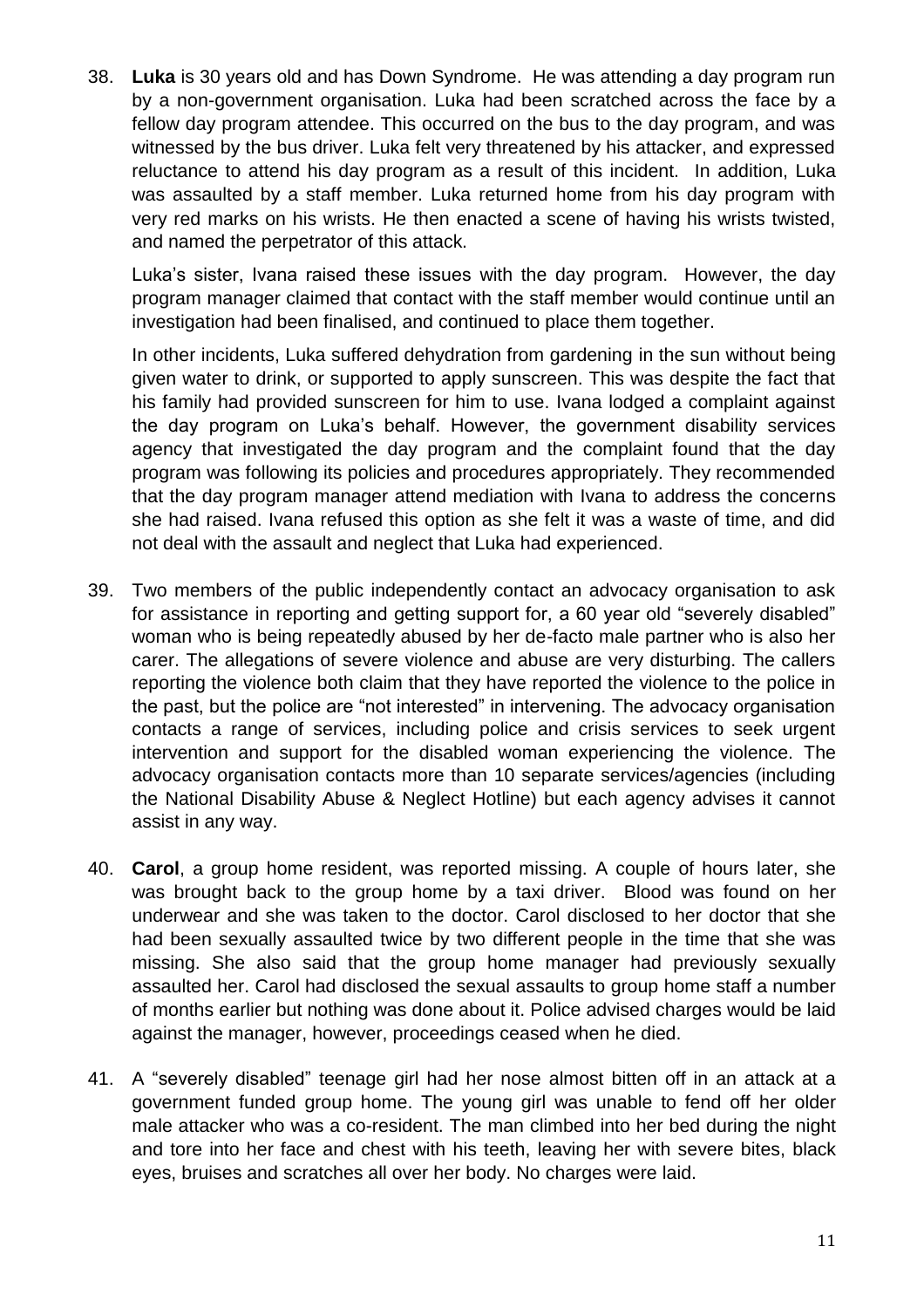38. **Luka** is 30 years old and has Down Syndrome. He was attending a day program run by a non-government organisation. Luka had been scratched across the face by a fellow day program attendee. This occurred on the bus to the day program, and was witnessed by the bus driver. Luka felt very threatened by his attacker, and expressed reluctance to attend his day program as a result of this incident. In addition, Luka was assaulted by a staff member. Luka returned home from his day program with very red marks on his wrists. He then enacted a scene of having his wrists twisted, and named the perpetrator of this attack.

    Luka's sister, Ivana raised these issues with the day program. However, the day program manager claimed that contact with the staff member would continue until an investigation had been finalised, and continued to place them together.

    In other incidents, Luka suffered dehydration from gardening in the sun without being given water to drink, or supported to apply sunscreen. This was despite the fact that his family had provided sunscreen for him to use. Ivana lodged a complaint against the day program on Luka's behalf. However, the government disability services agency that investigated the day program and the complaint found that the day program was following its policies and procedures appropriately. They recommended that the day program manager attend mediation with Ivana to address the concerns she had raised. Ivana refused this option as she felt it was a waste of time, and did not deal with the assault and neglect that Luka had experienced.

39. Two members of the public independently contact an advocacy organisation to ask for assistance in reporting and getting support for, a 60 year old "severely disabled" woman who is being repeatedly abused by her de-facto male partner who is also her carer. The allegations of severe violence and abuse are very disturbing. The callers reporting the violence both claim that they have reported the violence to the police in the past, but the police are "not interested" in intervening. The advocacy organisation contacts a range of services, including police and crisis services to seek urgent intervention and support for the disabled woman experiencing the violence. The advocacy organisation contacts more than 10 separate services/agencies (including the National Disability Abuse & Neglect Hotline) but each agency advises it cannot assist in any way.

40. **Carol**, a group home resident, was reported missing. A couple of hours later, she was brought back to the group home by a taxi driver. Blood was found on her underwear and she was taken to the doctor. Carol disclosed to her doctor that she had been sexually assaulted twice by two different people in the time that she was missing. She also said that the group home manager had previously sexually assaulted her. Carol had disclosed the sexual assaults to group home staff a number of months earlier but nothing was done about it. Police advised charges would be laid against the manager, however, proceedings ceased when he died.

41. A "severely disabled" teenage girl had her nose almost bitten off in an attack at a government funded group home. The young girl was unable to fend off her older male attacker who was a co-resident. The man climbed into her bed during the night and tore into her face and chest with his teeth, leaving her with severe bites, black eyes, bruises and scratches all over her body. No charges were laid.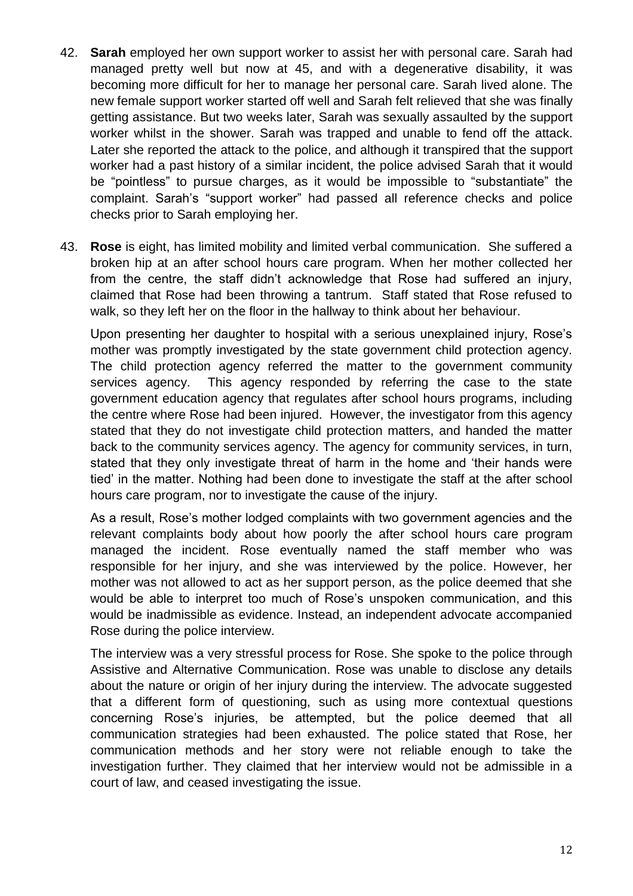42. **Sarah** employed her own support worker to assist her with personal care. Sarah had managed pretty well but now at 45, and with a degenerative disability, it was becoming more difficult for her to manage her personal care. Sarah lived alone. The new female support worker started off well and Sarah felt relieved that she was finally getting assistance. But two weeks later, Sarah was sexually assaulted by the support worker whilst in the shower. Sarah was trapped and unable to fend off the attack. Later she reported the attack to the police, and although it transpired that the support worker had a past history of a similar incident, the police advised Sarah that it would be "pointless" to pursue charges, as it would be impossible to "substantiate" the complaint. Sarah's "support worker" had passed all reference checks and police checks prior to Sarah employing her.

43. **Rose** is eight, has limited mobility and limited verbal communication. She suffered a broken hip at an after school hours care program. When her mother collected her from the centre, the staff didn't acknowledge that Rose had suffered an injury, claimed that Rose had been throwing a tantrum. Staff stated that Rose refused to walk, so they left her on the floor in the hallway to think about her behaviour.

    Upon presenting her daughter to hospital with a serious unexplained injury, Rose's mother was promptly investigated by the state government child protection agency. The child protection agency referred the matter to the government community services agency. This agency responded by referring the case to the state government education agency that regulates after school hours programs, including the centre where Rose had been injured. However, the investigator from this agency stated that they do not investigate child protection matters, and handed the matter back to the community services agency. The agency for community services, in turn, stated that they only investigate threat of harm in the home and 'their hands were tied' in the matter. Nothing had been done to investigate the staff at the after school hours care program, nor to investigate the cause of the injury.

    As a result, Rose's mother lodged complaints with two government agencies and the relevant complaints body about how poorly the after school hours care program managed the incident. Rose eventually named the staff member who was responsible for her injury, and she was interviewed by the police. However, her mother was not allowed to act as her support person, as the police deemed that she would be able to interpret too much of Rose's unspoken communication, and this would be inadmissible as evidence. Instead, an independent advocate accompanied Rose during the police interview.

    The interview was a very stressful process for Rose. She spoke to the police through Assistive and Alternative Communication. Rose was unable to disclose any details about the nature or origin of her injury during the interview. The advocate suggested that a different form of questioning, such as using more contextual questions concerning Rose's injuries, be attempted, but the police deemed that all communication strategies had been exhausted. The police stated that Rose, her communication methods and her story were not reliable enough to take the investigation further. They claimed that her interview would not be admissible in a court of law, and ceased investigating the issue.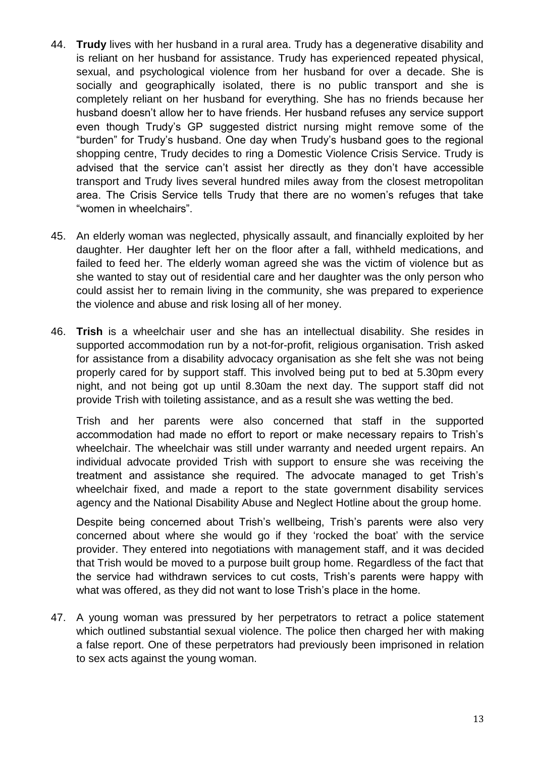44. **Trudy** lives with her husband in a rural area. Trudy has a degenerative disability and is reliant on her husband for assistance. Trudy has experienced repeated physical, sexual, and psychological violence from her husband for over a decade. She is socially and geographically isolated, there is no public transport and she is completely reliant on her husband for everything. She has no friends because her husband doesn't allow her to have friends. Her husband refuses any service support even though Trudy's GP suggested district nursing might remove some of the "burden" for Trudy's husband. One day when Trudy's husband goes to the regional shopping centre, Trudy decides to ring a Domestic Violence Crisis Service. Trudy is advised that the service can't assist her directly as they don't have accessible transport and Trudy lives several hundred miles away from the closest metropolitan area. The Crisis Service tells Trudy that there are no women's refuges that take "women in wheelchairs".

45. An elderly woman was neglected, physically assault, and financially exploited by her daughter. Her daughter left her on the floor after a fall, withheld medications, and failed to feed her. The elderly woman agreed she was the victim of violence but as she wanted to stay out of residential care and her daughter was the only person who could assist her to remain living in the community, she was prepared to experience the violence and abuse and risk losing all of her money.

46. **Trish** is a wheelchair user and she has an intellectual disability. She resides in supported accommodation run by a not-for-profit, religious organisation. Trish asked for assistance from a disability advocacy organisation as she felt she was not being properly cared for by support staff. This involved being put to bed at 5.30pm every night, and not being got up until 8.30am the next day. The support staff did not provide Trish with toileting assistance, and as a result she was wetting the bed.

    Trish and her parents were also concerned that staff in the supported accommodation had made no effort to report or make necessary repairs to Trish's wheelchair. The wheelchair was still under warranty and needed urgent repairs. An individual advocate provided Trish with support to ensure she was receiving the treatment and assistance she required. The advocate managed to get Trish's wheelchair fixed, and made a report to the state government disability services agency and the National Disability Abuse and Neglect Hotline about the group home.

    Despite being concerned about Trish's wellbeing, Trish's parents were also very concerned about where she would go if they 'rocked the boat' with the service provider. They entered into negotiations with management staff, and it was decided that Trish would be moved to a purpose built group home. Regardless of the fact that the service had withdrawn services to cut costs, Trish's parents were happy with what was offered, as they did not want to lose Trish's place in the home.

47. A young woman was pressured by her perpetrators to retract a police statement which outlined substantial sexual violence. The police then charged her with making a false report. One of these perpetrators had previously been imprisoned in relation to sex acts against the young woman.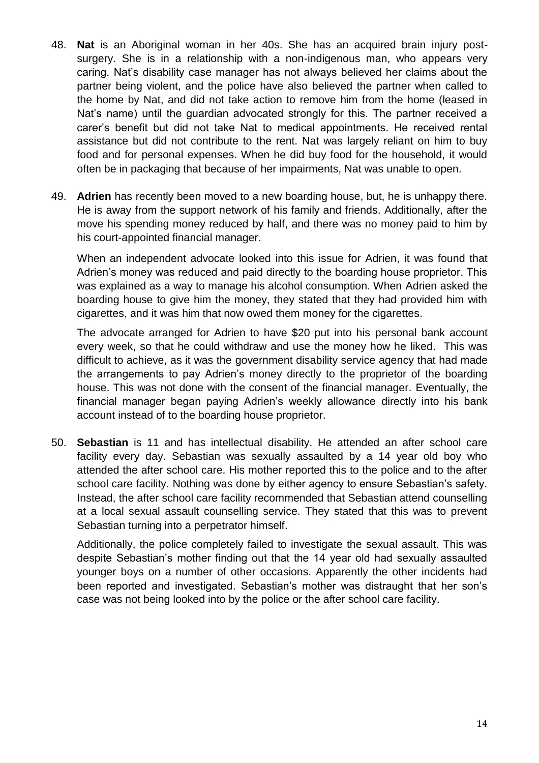48. **Nat** is an Aboriginal woman in her 40s. She has an acquired brain injury post-surgery. She is in a relationship with a non-indigenous man, who appears very caring. Nat's disability case manager has not always believed her claims about the partner being violent, and the police have also believed the partner when called to the home by Nat, and did not take action to remove him from the home (leased in Nat's name) until the guardian advocated strongly for this. The partner received a carer's benefit but did not take Nat to medical appointments. He received rental assistance but did not contribute to the rent. Nat was largely reliant on him to buy food and for personal expenses. When he did buy food for the household, it would often be in packaging that because of her impairments, Nat was unable to open.

49. **Adrien** has recently been moved to a new boarding house, but, he is unhappy there. He is away from the support network of his family and friends. Additionally, after the move his spending money reduced by half, and there was no money paid to him by his court-appointed financial manager.

    When an independent advocate looked into this issue for Adrien, it was found that Adrien's money was reduced and paid directly to the boarding house proprietor. This was explained as a way to manage his alcohol consumption. When Adrien asked the boarding house to give him the money, they stated that they had provided him with cigarettes, and it was him that now owed them money for the cigarettes.

    The advocate arranged for Adrien to have $20 put into his personal bank account every week, so that he could withdraw and use the money how he liked. This was difficult to achieve, as it was the government disability service agency that had made the arrangements to pay Adrien's money directly to the proprietor of the boarding house. This was not done with the consent of the financial manager. Eventually, the financial manager began paying Adrien's weekly allowance directly into his bank account instead of to the boarding house proprietor.

50. **Sebastian** is 11 and has intellectual disability. He attended an after school care facility every day. Sebastian was sexually assaulted by a 14 year old boy who attended the after school care. His mother reported this to the police and to the after school care facility. Nothing was done by either agency to ensure Sebastian's safety. Instead, the after school care facility recommended that Sebastian attend counselling at a local sexual assault counselling service. They stated that this was to prevent Sebastian turning into a perpetrator himself.

    Additionally, the police completely failed to investigate the sexual assault. This was despite Sebastian's mother finding out that the 14 year old had sexually assaulted younger boys on a number of other occasions. Apparently the other incidents had been reported and investigated. Sebastian's mother was distraught that her son's case was not being looked into by the police or the after school care facility.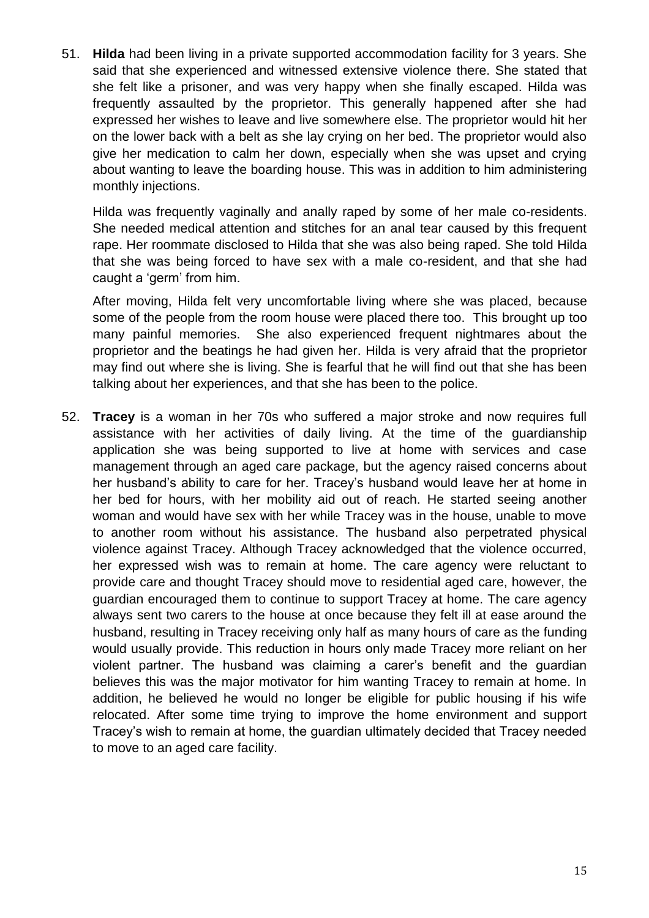51. **Hilda** had been living in a private supported accommodation facility for 3 years. She said that she experienced and witnessed extensive violence there. She stated that she felt like a prisoner, and was very happy when she finally escaped. Hilda was frequently assaulted by the proprietor. This generally happened after she had expressed her wishes to leave and live somewhere else. The proprietor would hit her on the lower back with a belt as she lay crying on her bed. The proprietor would also give her medication to calm her down, especially when she was upset and crying about wanting to leave the boarding house. This was in addition to him administering monthly injections.

    Hilda was frequently vaginally and anally raped by some of her male co-residents. She needed medical attention and stitches for an anal tear caused by this frequent rape. Her roommate disclosed to Hilda that she was also being raped. She told Hilda that she was being forced to have sex with a male co-resident, and that she had caught a 'germ' from him.

    After moving, Hilda felt very uncomfortable living where she was placed, because some of the people from the room house were placed there too. This brought up too many painful memories. She also experienced frequent nightmares about the proprietor and the beatings he had given her. Hilda is very afraid that the proprietor may find out where she is living. She is fearful that he will find out that she has been talking about her experiences, and that she has been to the police.

52. **Tracey** is a woman in her 70s who suffered a major stroke and now requires full assistance with her activities of daily living. At the time of the guardianship application she was being supported to live at home with services and case management through an aged care package, but the agency raised concerns about her husband's ability to care for her. Tracey's husband would leave her at home in her bed for hours, with her mobility aid out of reach. He started seeing another woman and would have sex with her while Tracey was in the house, unable to move to another room without his assistance. The husband also perpetrated physical violence against Tracey. Although Tracey acknowledged that the violence occurred, her expressed wish was to remain at home. The care agency were reluctant to provide care and thought Tracey should move to residential aged care, however, the guardian encouraged them to continue to support Tracey at home. The care agency always sent two carers to the house at once because they felt ill at ease around the husband, resulting in Tracey receiving only half as many hours of care as the funding would usually provide. This reduction in hours only made Tracey more reliant on her violent partner. The husband was claiming a carer's benefit and the guardian believes this was the major motivator for him wanting Tracey to remain at home. In addition, he believed he would no longer be eligible for public housing if his wife relocated. After some time trying to improve the home environment and support Tracey's wish to remain at home, the guardian ultimately decided that Tracey needed to move to an aged care facility.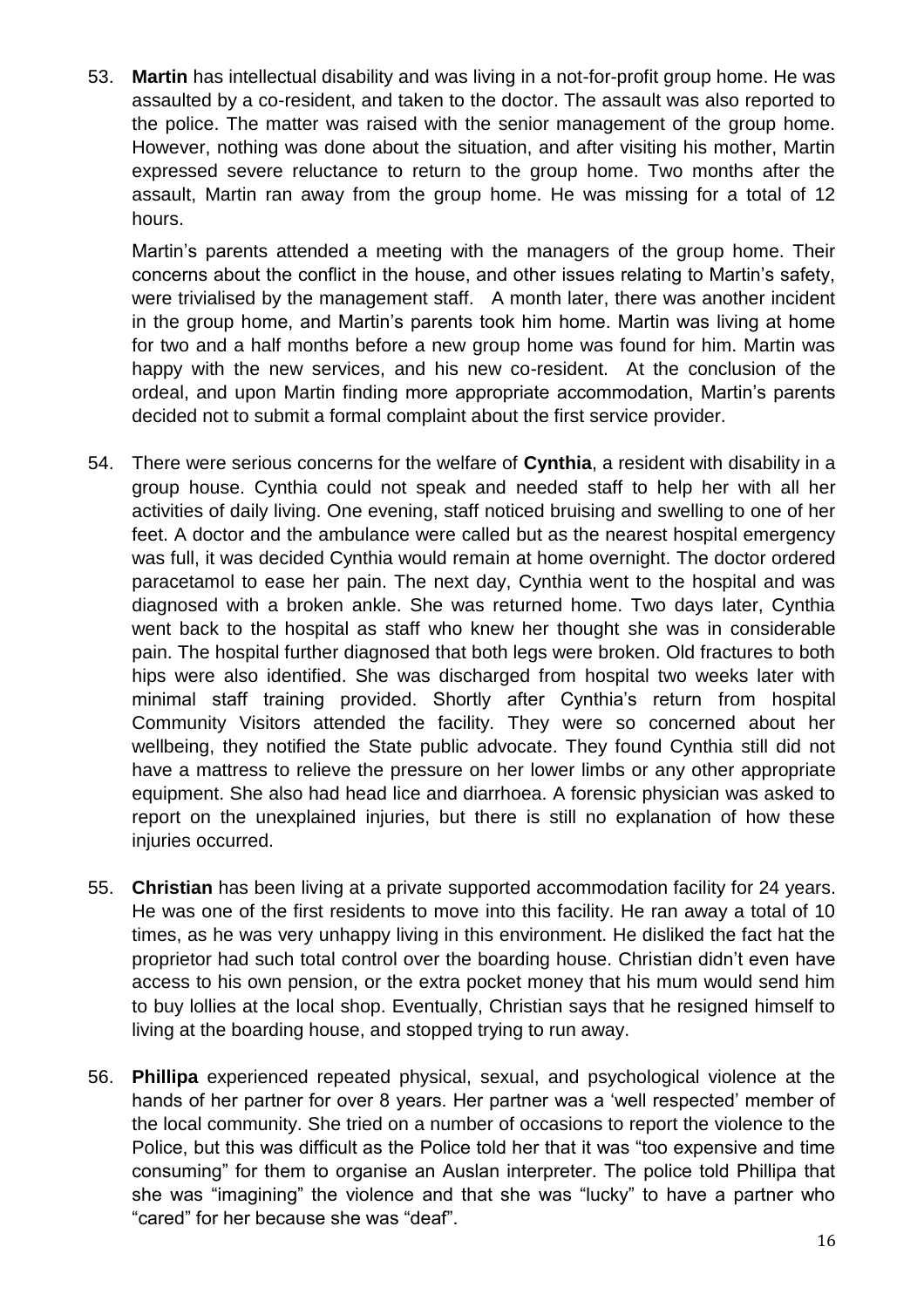53. **Martin** has intellectual disability and was living in a not-for-profit group home. He was assaulted by a co-resident, and taken to the doctor. The assault was also reported to the police. The matter was raised with the senior management of the group home. However, nothing was done about the situation, and after visiting his mother, Martin expressed severe reluctance to return to the group home. Two months after the assault, Martin ran away from the group home. He was missing for a total of 12 hours.

    Martin's parents attended a meeting with the managers of the group home. Their concerns about the conflict in the house, and other issues relating to Martin's safety, were trivialised by the management staff. A month later, there was another incident in the group home, and Martin's parents took him home. Martin was living at home for two and a half months before a new group home was found for him. Martin was happy with the new services, and his new co-resident. At the conclusion of the ordeal, and upon Martin finding more appropriate accommodation, Martin's parents decided not to submit a formal complaint about the first service provider.

54. There were serious concerns for the welfare of **Cynthia**, a resident with disability in a group house. Cynthia could not speak and needed staff to help her with all her activities of daily living. One evening, staff noticed bruising and swelling to one of her feet. A doctor and the ambulance were called but as the nearest hospital emergency was full, it was decided Cynthia would remain at home overnight. The doctor ordered paracetamol to ease her pain. The next day, Cynthia went to the hospital and was diagnosed with a broken ankle. She was returned home. Two days later, Cynthia went back to the hospital as staff who knew her thought she was in considerable pain. The hospital further diagnosed that both legs were broken. Old fractures to both hips were also identified. She was discharged from hospital two weeks later with minimal staff training provided. Shortly after Cynthia's return from hospital Community Visitors attended the facility. They were so concerned about her wellbeing, they notified the State public advocate. They found Cynthia still did not have a mattress to relieve the pressure on her lower limbs or any other appropriate equipment. She also had head lice and diarrhoea. A forensic physician was asked to report on the unexplained injuries, but there is still no explanation of how these injuries occurred.

55. **Christian** has been living at a private supported accommodation facility for 24 years. He was one of the first residents to move into this facility. He ran away a total of 10 times, as he was very unhappy living in this environment. He disliked the fact hat the proprietor had such total control over the boarding house. Christian didn't even have access to his own pension, or the extra pocket money that his mum would send him to buy lollies at the local shop. Eventually, Christian says that he resigned himself to living at the boarding house, and stopped trying to run away.

56. **Phillipa** experienced repeated physical, sexual, and psychological violence at the hands of her partner for over 8 years. Her partner was a 'well respected' member of the local community. She tried on a number of occasions to report the violence to the Police, but this was difficult as the Police told her that it was "too expensive and time consuming" for them to organise an Auslan interpreter. The police told Phillipa that she was "imagining" the violence and that she was "lucky" to have a partner who "cared" for her because she was "deaf".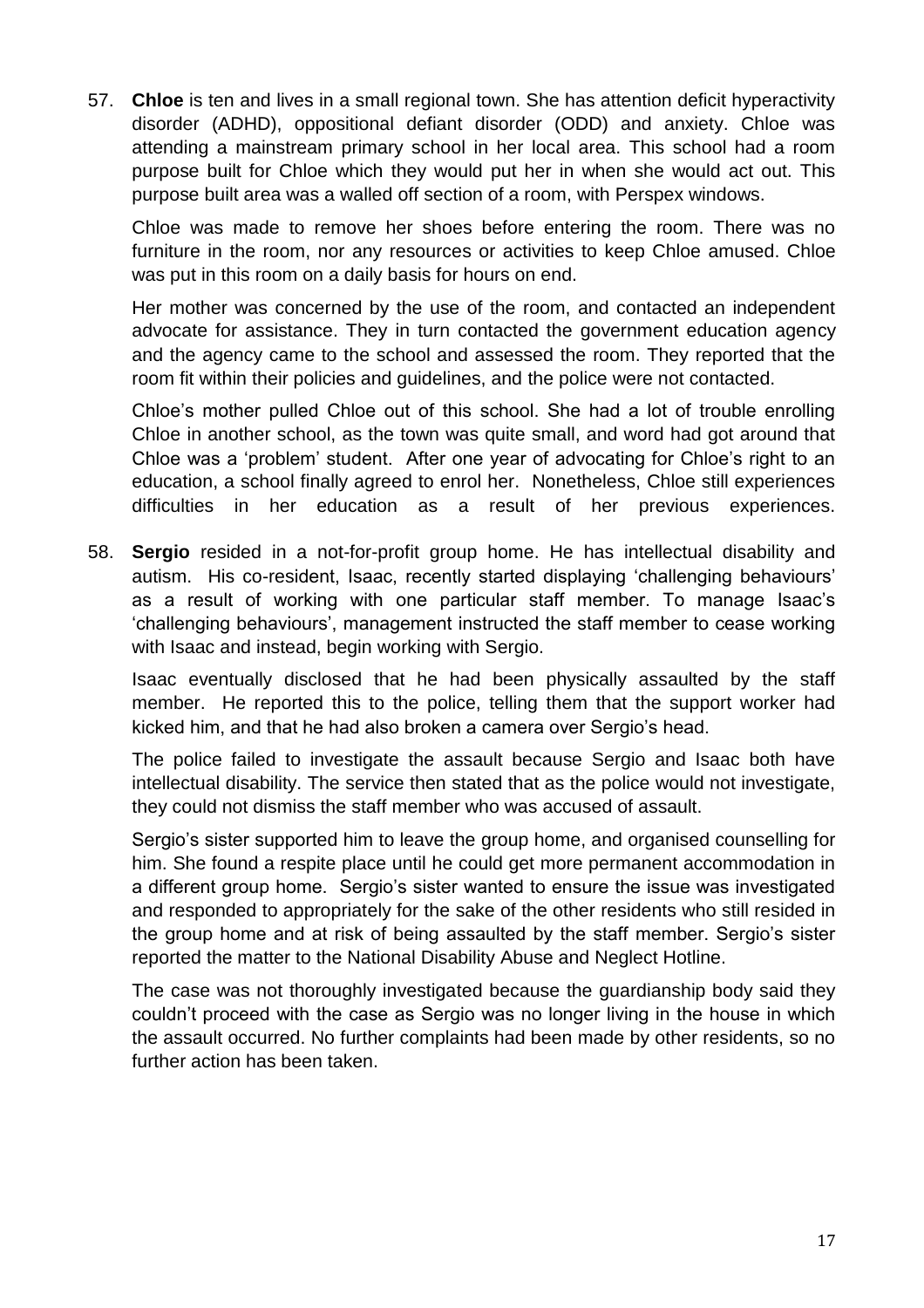57. **Chloe** is ten and lives in a small regional town. She has attention deficit hyperactivity disorder (ADHD), oppositional defiant disorder (ODD) and anxiety. Chloe was attending a mainstream primary school in her local area. This school had a room purpose built for Chloe which they would put her in when she would act out. This purpose built area was a walled off section of a room, with Perspex windows.

    Chloe was made to remove her shoes before entering the room. There was no furniture in the room, nor any resources or activities to keep Chloe amused. Chloe was put in this room on a daily basis for hours on end.

    Her mother was concerned by the use of the room, and contacted an independent advocate for assistance. They in turn contacted the government education agency and the agency came to the school and assessed the room. They reported that the room fit within their policies and guidelines, and the police were not contacted.

    Chloe's mother pulled Chloe out of this school. She had a lot of trouble enrolling Chloe in another school, as the town was quite small, and word had got around that Chloe was a 'problem' student. After one year of advocating for Chloe's right to an education, a school finally agreed to enrol her. Nonetheless, Chloe still experiences difficulties in her education as a result of her previous experiences.

58. **Sergio** resided in a not-for-profit group home. He has intellectual disability and autism. His co-resident, Isaac, recently started displaying 'challenging behaviours' as a result of working with one particular staff member. To manage Isaac's 'challenging behaviours', management instructed the staff member to cease working with Isaac and instead, begin working with Sergio.

    Isaac eventually disclosed that he had been physically assaulted by the staff member. He reported this to the police, telling them that the support worker had kicked him, and that he had also broken a camera over Sergio's head.

    The police failed to investigate the assault because Sergio and Isaac both have intellectual disability. The service then stated that as the police would not investigate, they could not dismiss the staff member who was accused of assault.

    Sergio's sister supported him to leave the group home, and organised counselling for him. She found a respite place until he could get more permanent accommodation in a different group home. Sergio's sister wanted to ensure the issue was investigated and responded to appropriately for the sake of the other residents who still resided in the group home and at risk of being assaulted by the staff member. Sergio's sister reported the matter to the National Disability Abuse and Neglect Hotline.

    The case was not thoroughly investigated because the guardianship body said they couldn't proceed with the case as Sergio was no longer living in the house in which the assault occurred. No further complaints had been made by other residents, so no further action has been taken.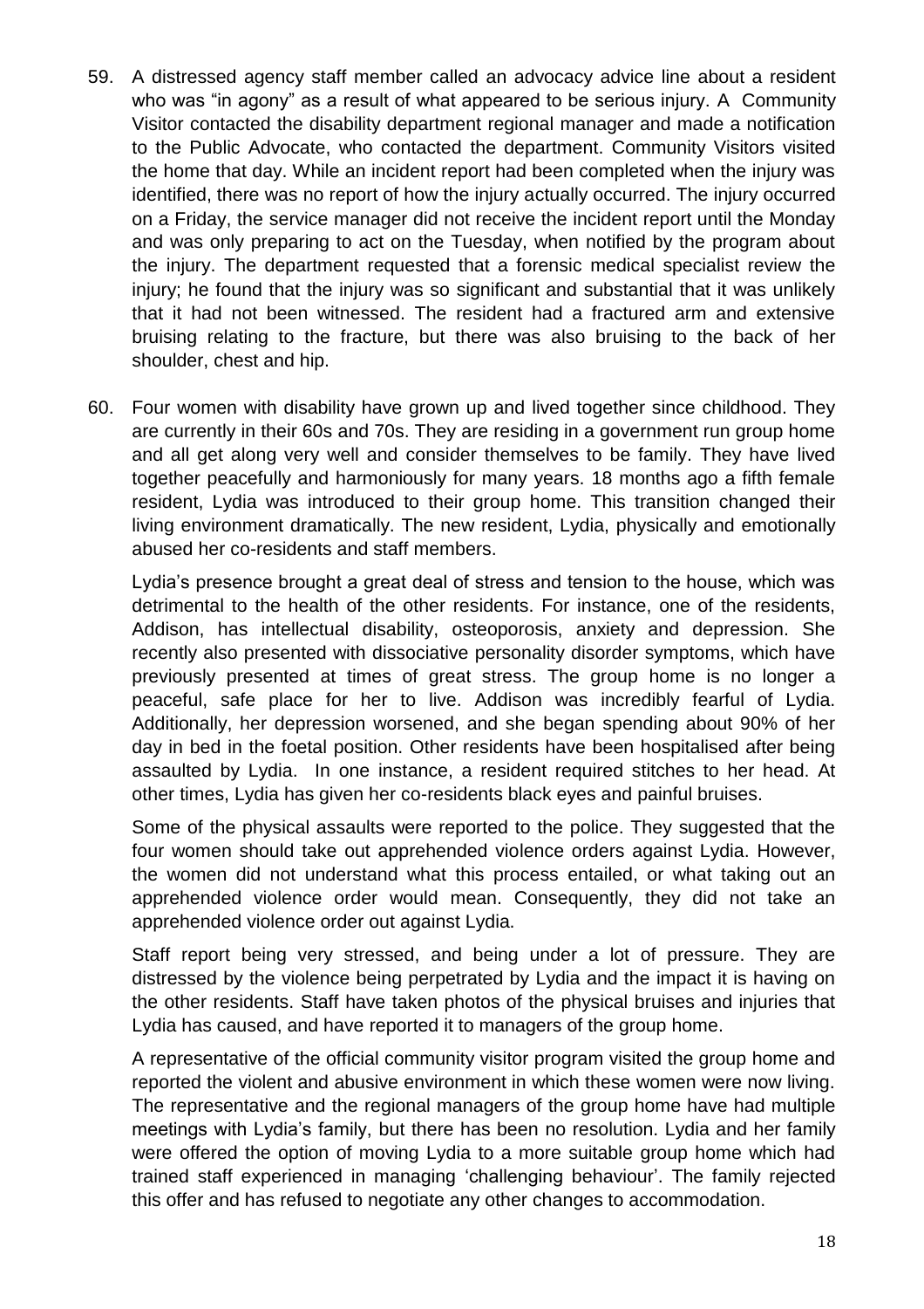59. A distressed agency staff member called an advocacy advice line about a resident who was "in agony" as a result of what appeared to be serious injury. A Community Visitor contacted the disability department regional manager and made a notification to the Public Advocate, who contacted the department. Community Visitors visited the home that day. While an incident report had been completed when the injury was identified, there was no report of how the injury actually occurred. The injury occurred on a Friday, the service manager did not receive the incident report until the Monday and was only preparing to act on the Tuesday, when notified by the program about the injury. The department requested that a forensic medical specialist review the injury; he found that the injury was so significant and substantial that it was unlikely that it had not been witnessed. The resident had a fractured arm and extensive bruising relating to the fracture, but there was also bruising to the back of her shoulder, chest and hip.

60. Four women with disability have grown up and lived together since childhood. They are currently in their 60s and 70s. They are residing in a government run group home and all get along very well and consider themselves to be family. They have lived together peacefully and harmoniously for many years. 18 months ago a fifth female resident, Lydia was introduced to their group home. This transition changed their living environment dramatically. The new resident, Lydia, physically and emotionally abused her co-residents and staff members.

    Lydia's presence brought a great deal of stress and tension to the house, which was detrimental to the health of the other residents. For instance, one of the residents, Addison, has intellectual disability, osteoporosis, anxiety and depression. She recently also presented with dissociative personality disorder symptoms, which have previously presented at times of great stress. The group home is no longer a peaceful, safe place for her to live. Addison was incredibly fearful of Lydia. Additionally, her depression worsened, and she began spending about 90% of her day in bed in the foetal position. Other residents have been hospitalised after being assaulted by Lydia. In one instance, a resident required stitches to her head. At other times, Lydia has given her co-residents black eyes and painful bruises.

    Some of the physical assaults were reported to the police. They suggested that the four women should take out apprehended violence orders against Lydia. However, the women did not understand what this process entailed, or what taking out an apprehended violence order would mean. Consequently, they did not take an apprehended violence order out against Lydia.

    Staff report being very stressed, and being under a lot of pressure. They are distressed by the violence being perpetrated by Lydia and the impact it is having on the other residents. Staff have taken photos of the physical bruises and injuries that Lydia has caused, and have reported it to managers of the group home.

    A representative of the official community visitor program visited the group home and reported the violent and abusive environment in which these women were now living. The representative and the regional managers of the group home have had multiple meetings with Lydia's family, but there has been no resolution. Lydia and her family were offered the option of moving Lydia to a more suitable group home which had trained staff experienced in managing 'challenging behaviour'. The family rejected this offer and has refused to negotiate any other changes to accommodation.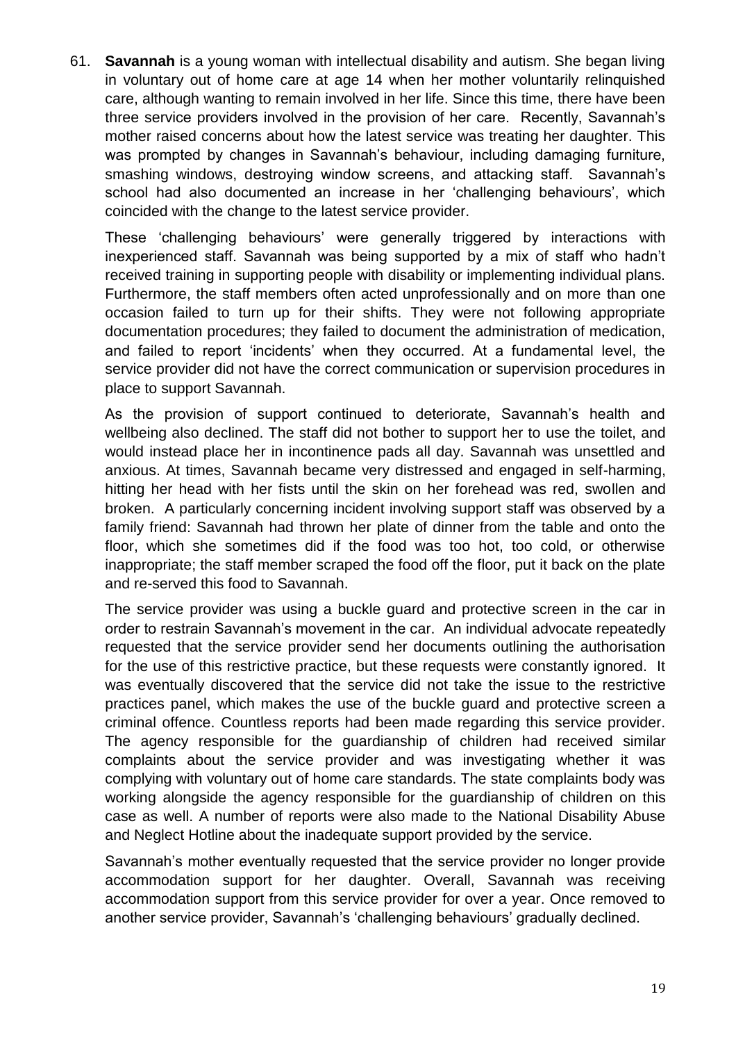61. **Savannah** is a young woman with intellectual disability and autism. She began living in voluntary out of home care at age 14 when her mother voluntarily relinquished care, although wanting to remain involved in her life. Since this time, there have been three service providers involved in the provision of her care. Recently, Savannah's mother raised concerns about how the latest service was treating her daughter. This was prompted by changes in Savannah's behaviour, including damaging furniture, smashing windows, destroying window screens, and attacking staff. Savannah's school had also documented an increase in her 'challenging behaviours', which coincided with the change to the latest service provider.

    These 'challenging behaviours' were generally triggered by interactions with inexperienced staff. Savannah was being supported by a mix of staff who hadn't received training in supporting people with disability or implementing individual plans. Furthermore, the staff members often acted unprofessionally and on more than one occasion failed to turn up for their shifts. They were not following appropriate documentation procedures; they failed to document the administration of medication, and failed to report 'incidents' when they occurred. At a fundamental level, the service provider did not have the correct communication or supervision procedures in place to support Savannah.

    As the provision of support continued to deteriorate, Savannah's health and wellbeing also declined. The staff did not bother to support her to use the toilet, and would instead place her in incontinence pads all day. Savannah was unsettled and anxious. At times, Savannah became very distressed and engaged in self-harming, hitting her head with her fists until the skin on her forehead was red, swollen and broken. A particularly concerning incident involving support staff was observed by a family friend: Savannah had thrown her plate of dinner from the table and onto the floor, which she sometimes did if the food was too hot, too cold, or otherwise inappropriate; the staff member scraped the food off the floor, put it back on the plate and re-served this food to Savannah.

    The service provider was using a buckle guard and protective screen in the car in order to restrain Savannah's movement in the car. An individual advocate repeatedly requested that the service provider send her documents outlining the authorisation for the use of this restrictive practice, but these requests were constantly ignored. It was eventually discovered that the service did not take the issue to the restrictive practices panel, which makes the use of the buckle guard and protective screen a criminal offence. Countless reports had been made regarding this service provider. The agency responsible for the guardianship of children had received similar complaints about the service provider and was investigating whether it was complying with voluntary out of home care standards. The state complaints body was working alongside the agency responsible for the guardianship of children on this case as well. A number of reports were also made to the National Disability Abuse and Neglect Hotline about the inadequate support provided by the service.

    Savannah's mother eventually requested that the service provider no longer provide accommodation support for her daughter. Overall, Savannah was receiving accommodation support from this service provider for over a year. Once removed to another service provider, Savannah's 'challenging behaviours' gradually declined.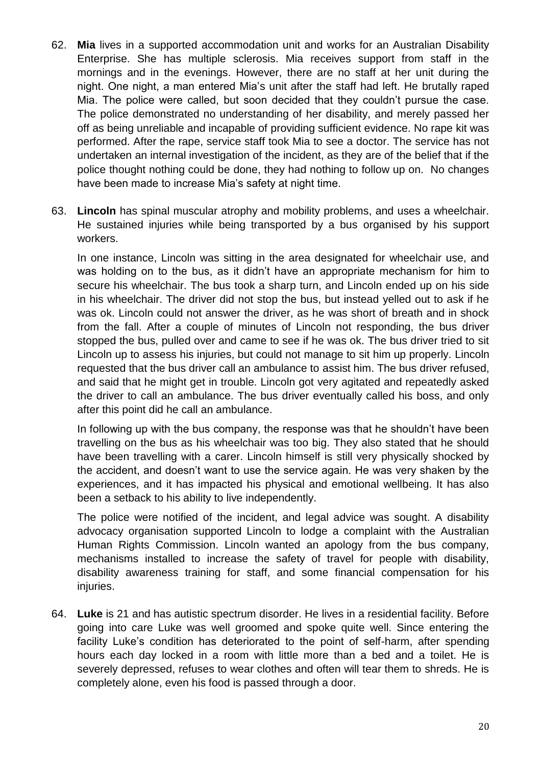62. **Mia** lives in a supported accommodation unit and works for an Australian Disability Enterprise. She has multiple sclerosis. Mia receives support from staff in the mornings and in the evenings. However, there are no staff at her unit during the night. One night, a man entered Mia's unit after the staff had left. He brutally raped Mia. The police were called, but soon decided that they couldn't pursue the case. The police demonstrated no understanding of her disability, and merely passed her off as being unreliable and incapable of providing sufficient evidence. No rape kit was performed. After the rape, service staff took Mia to see a doctor. The service has not undertaken an internal investigation of the incident, as they are of the belief that if the police thought nothing could be done, they had nothing to follow up on. No changes have been made to increase Mia's safety at night time.

63. **Lincoln** has spinal muscular atrophy and mobility problems, and uses a wheelchair. He sustained injuries while being transported by a bus organised by his support workers.

    In one instance, Lincoln was sitting in the area designated for wheelchair use, and was holding on to the bus, as it didn't have an appropriate mechanism for him to secure his wheelchair. The bus took a sharp turn, and Lincoln ended up on his side in his wheelchair. The driver did not stop the bus, but instead yelled out to ask if he was ok. Lincoln could not answer the driver, as he was short of breath and in shock from the fall. After a couple of minutes of Lincoln not responding, the bus driver stopped the bus, pulled over and came to see if he was ok. The bus driver tried to sit Lincoln up to assess his injuries, but could not manage to sit him up properly. Lincoln requested that the bus driver call an ambulance to assist him. The bus driver refused, and said that he might get in trouble. Lincoln got very agitated and repeatedly asked the driver to call an ambulance. The bus driver eventually called his boss, and only after this point did he call an ambulance.

    In following up with the bus company, the response was that he shouldn't have been travelling on the bus as his wheelchair was too big. They also stated that he should have been travelling with a carer. Lincoln himself is still very physically shocked by the accident, and doesn't want to use the service again. He was very shaken by the experiences, and it has impacted his physical and emotional wellbeing. It has also been a setback to his ability to live independently.

    The police were notified of the incident, and legal advice was sought. A disability advocacy organisation supported Lincoln to lodge a complaint with the Australian Human Rights Commission. Lincoln wanted an apology from the bus company, mechanisms installed to increase the safety of travel for people with disability, disability awareness training for staff, and some financial compensation for his injuries.

64. **Luke** is 21 and has autistic spectrum disorder. He lives in a residential facility. Before going into care Luke was well groomed and spoke quite well. Since entering the facility Luke's condition has deteriorated to the point of self-harm, after spending hours each day locked in a room with little more than a bed and a toilet. He is severely depressed, refuses to wear clothes and often will tear them to shreds. He is completely alone, even his food is passed through a door.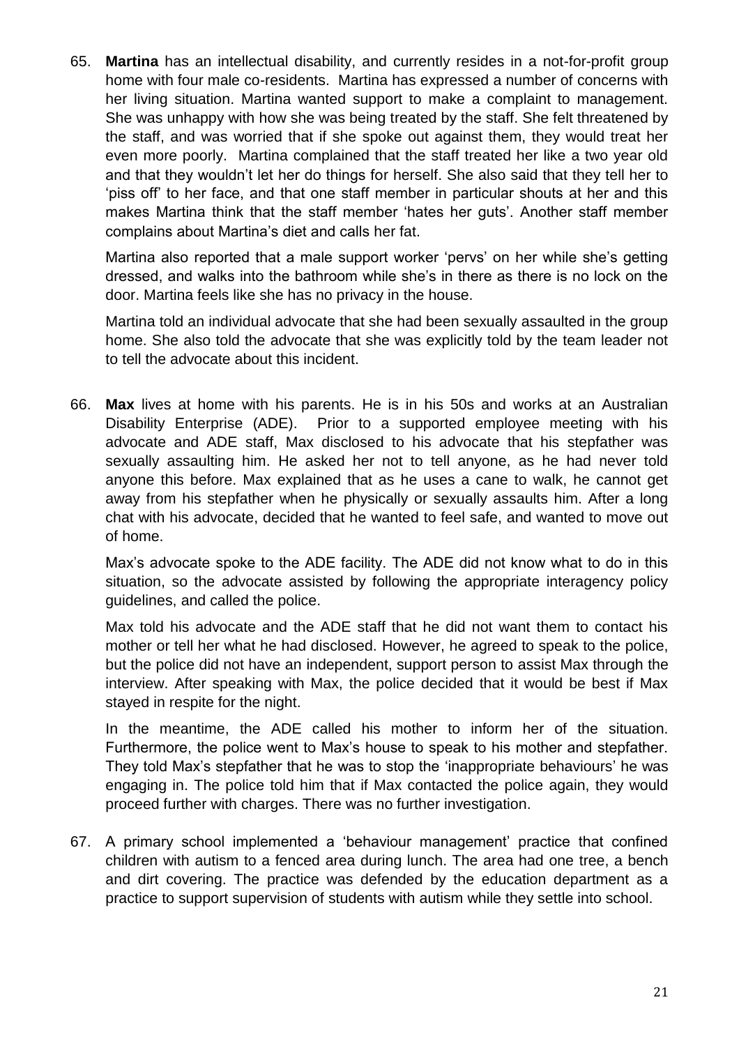65. **Martina** has an intellectual disability, and currently resides in a not-for-profit group home with four male co-residents. Martina has expressed a number of concerns with her living situation. Martina wanted support to make a complaint to management. She was unhappy with how she was being treated by the staff. She felt threatened by the staff, and was worried that if she spoke out against them, they would treat her even more poorly. Martina complained that the staff treated her like a two year old and that they wouldn't let her do things for herself. She also said that they tell her to 'piss off' to her face, and that one staff member in particular shouts at her and this makes Martina think that the staff member 'hates her guts'. Another staff member complains about Martina's diet and calls her fat.

    Martina also reported that a male support worker 'pervs' on her while she's getting dressed, and walks into the bathroom while she's in there as there is no lock on the door. Martina feels like she has no privacy in the house.

    Martina told an individual advocate that she had been sexually assaulted in the group home. She also told the advocate that she was explicitly told by the team leader not to tell the advocate about this incident.

66. **Max** lives at home with his parents. He is in his 50s and works at an Australian Disability Enterprise (ADE). Prior to a supported employee meeting with his advocate and ADE staff, Max disclosed to his advocate that his stepfather was sexually assaulting him. He asked her not to tell anyone, as he had never told anyone this before. Max explained that as he uses a cane to walk, he cannot get away from his stepfather when he physically or sexually assaults him. After a long chat with his advocate, decided that he wanted to feel safe, and wanted to move out of home.

    Max's advocate spoke to the ADE facility. The ADE did not know what to do in this situation, so the advocate assisted by following the appropriate interagency policy guidelines, and called the police.

    Max told his advocate and the ADE staff that he did not want them to contact his mother or tell her what he had disclosed. However, he agreed to speak to the police, but the police did not have an independent, support person to assist Max through the interview. After speaking with Max, the police decided that it would be best if Max stayed in respite for the night.

    In the meantime, the ADE called his mother to inform her of the situation. Furthermore, the police went to Max's house to speak to his mother and stepfather. They told Max's stepfather that he was to stop the 'inappropriate behaviours' he was engaging in. The police told him that if Max contacted the police again, they would proceed further with charges. There was no further investigation.

67. A primary school implemented a 'behaviour management' practice that confined children with autism to a fenced area during lunch. The area had one tree, a bench and dirt covering. The practice was defended by the education department as a practice to support supervision of students with autism while they settle into school.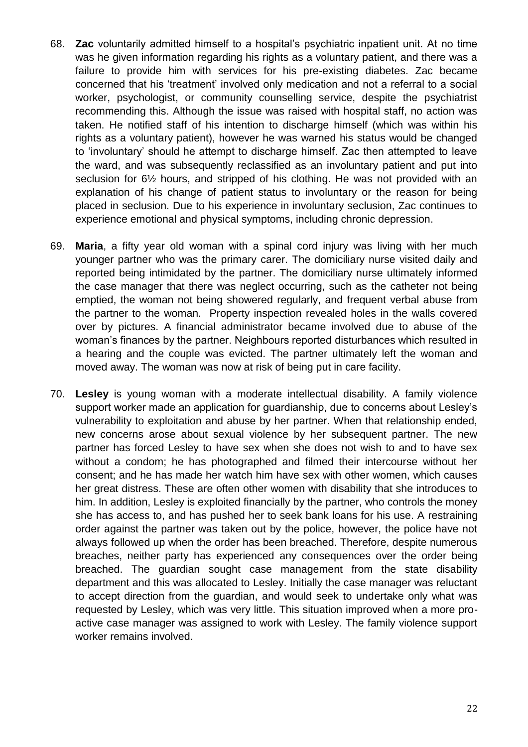68. **Zac** voluntarily admitted himself to a hospital's psychiatric inpatient unit. At no time was he given information regarding his rights as a voluntary patient, and there was a failure to provide him with services for his pre-existing diabetes. Zac became concerned that his 'treatment' involved only medication and not a referral to a social worker, psychologist, or community counselling service, despite the psychiatrist recommending this. Although the issue was raised with hospital staff, no action was taken. He notified staff of his intention to discharge himself (which was within his rights as a voluntary patient), however he was warned his status would be changed to 'involuntary' should he attempt to discharge himself. Zac then attempted to leave the ward, and was subsequently reclassified as an involuntary patient and put into seclusion for 6½ hours, and stripped of his clothing. He was not provided with an explanation of his change of patient status to involuntary or the reason for being placed in seclusion. Due to his experience in involuntary seclusion, Zac continues to experience emotional and physical symptoms, including chronic depression.

69. **Maria**, a fifty year old woman with a spinal cord injury was living with her much younger partner who was the primary carer. The domiciliary nurse visited daily and reported being intimidated by the partner. The domiciliary nurse ultimately informed the case manager that there was neglect occurring, such as the catheter not being emptied, the woman not being showered regularly, and frequent verbal abuse from the partner to the woman. Property inspection revealed holes in the walls covered over by pictures. A financial administrator became involved due to abuse of the woman's finances by the partner. Neighbours reported disturbances which resulted in a hearing and the couple was evicted. The partner ultimately left the woman and moved away. The woman was now at risk of being put in care facility.

70. **Lesley** is young woman with a moderate intellectual disability. A family violence support worker made an application for guardianship, due to concerns about Lesley's vulnerability to exploitation and abuse by her partner. When that relationship ended, new concerns arose about sexual violence by her subsequent partner. The new partner has forced Lesley to have sex when she does not wish to and to have sex without a condom; he has photographed and filmed their intercourse without her consent; and he has made her watch him have sex with other women, which causes her great distress. These are often other women with disability that she introduces to him. In addition, Lesley is exploited financially by the partner, who controls the money she has access to, and has pushed her to seek bank loans for his use. A restraining order against the partner was taken out by the police, however, the police have not always followed up when the order has been breached. Therefore, despite numerous breaches, neither party has experienced any consequences over the order being breached. The guardian sought case management from the state disability department and this was allocated to Lesley. Initially the case manager was reluctant to accept direction from the guardian, and would seek to undertake only what was requested by Lesley, which was very little. This situation improved when a more pro-active case manager was assigned to work with Lesley. The family violence support worker remains involved.